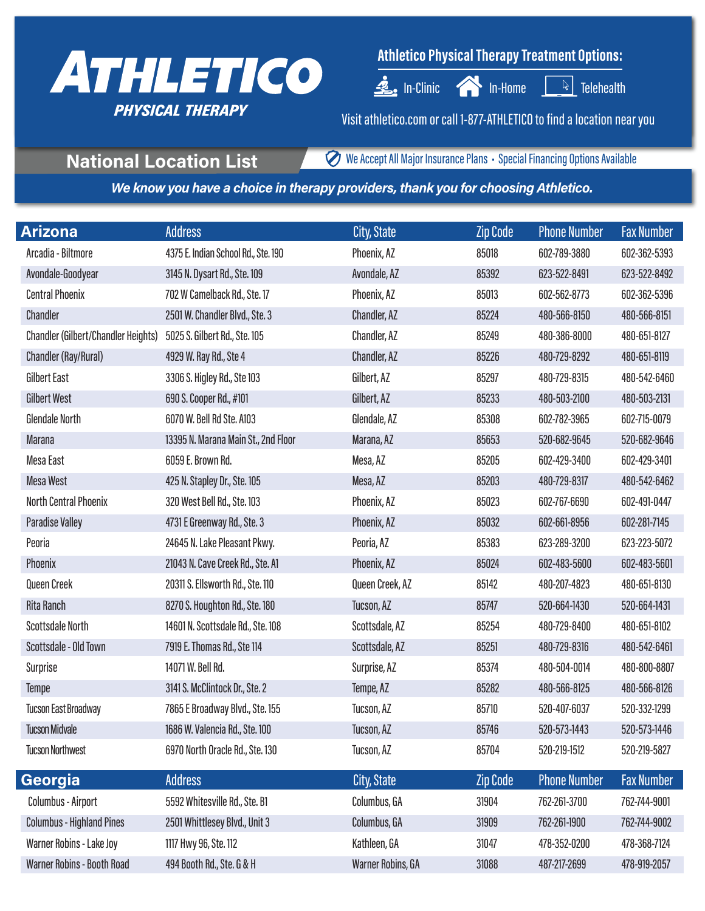# ATHLETICO
## PHYSICAL THERAPY

**Athletico Physical Therapy Treatment Options:**

In-Clinic | In-Home | Telehealth

Visit athletico.com or call 1-877-ATHLETICO to find a location near you

## National Location List

We Accept All Major Insurance Plans • Special Financing Options Available

***We know you have a choice in therapy providers, thank you for choosing Athletico.***

| Arizona | Address | City, State | Zip Code | Phone Number | Fax Number |
|---|---|---|---|---|---|
| Arcadia - Biltmore | 4375 E. Indian School Rd., Ste. 190 | Phoenix, AZ | 85018 | 602-789-3880 | 602-362-5393 |
| Avondale-Goodyear | 3145 N. Dysart Rd., Ste. 109 | Avondale, AZ | 85392 | 623-522-8491 | 623-522-8492 |
| Central Phoenix | 702 W Camelback Rd., Ste. 17 | Phoenix, AZ | 85013 | 602-562-8773 | 602-362-5396 |
| Chandler | 2501 W. Chandler Blvd., Ste. 3 | Chandler, AZ | 85224 | 480-566-8150 | 480-566-8151 |
| Chandler (Gilbert/Chandler Heights) | 5025 S. Gilbert Rd., Ste. 105 | Chandler, AZ | 85249 | 480-386-8000 | 480-651-8127 |
| Chandler (Ray/Rural) | 4929 W. Ray Rd., Ste 4 | Chandler, AZ | 85226 | 480-729-8292 | 480-651-8119 |
| Gilbert East | 3306 S. Higley Rd., Ste 103 | Gilbert, AZ | 85297 | 480-729-8315 | 480-542-6460 |
| Gilbert West | 690 S. Cooper Rd., #101 | Gilbert, AZ | 85233 | 480-503-2100 | 480-503-2131 |
| Glendale North | 6070 W. Bell Rd Ste. A103 | Glendale, AZ | 85308 | 602-782-3965 | 602-715-0079 |
| Marana | 13395 N. Marana Main St., 2nd Floor | Marana, AZ | 85653 | 520-682-9645 | 520-682-9646 |
| Mesa East | 6059 E. Brown Rd. | Mesa, AZ | 85205 | 602-429-3400 | 602-429-3401 |
| Mesa West | 425 N. Stapley Dr., Ste. 105 | Mesa, AZ | 85203 | 480-729-8317 | 480-542-6462 |
| North Central Phoenix | 320 West Bell Rd., Ste. 103 | Phoenix, AZ | 85023 | 602-767-6690 | 602-491-0447 |
| Paradise Valley | 4731 E Greenway Rd., Ste. 3 | Phoenix, AZ | 85032 | 602-661-8956 | 602-281-7145 |
| Peoria | 24645 N. Lake Pleasant Pkwy. | Peoria, AZ | 85383 | 623-289-3200 | 623-223-5072 |
| Phoenix | 21043 N. Cave Creek Rd., Ste. A1 | Phoenix, AZ | 85024 | 602-483-5600 | 602-483-5601 |
| Queen Creek | 20311 S. Ellsworth Rd., Ste. 110 | Queen Creek, AZ | 85142 | 480-207-4823 | 480-651-8130 |
| Rita Ranch | 8270 S. Houghton Rd., Ste. 180 | Tucson, AZ | 85747 | 520-664-1430 | 520-664-1431 |
| Scottsdale North | 14601 N. Scottsdale Rd., Ste. 108 | Scottsdale, AZ | 85254 | 480-729-8400 | 480-651-8102 |
| Scottsdale - Old Town | 7919 E. Thomas Rd., Ste 114 | Scottsdale, AZ | 85251 | 480-729-8316 | 480-542-6461 |
| Surprise | 14071 W. Bell Rd. | Surprise, AZ | 85374 | 480-504-0014 | 480-800-8807 |
| Tempe | 3141 S. McClintock Dr., Ste. 2 | Tempe, AZ | 85282 | 480-566-8125 | 480-566-8126 |
| Tucson East Broadway | 7865 E Broadway Blvd., Ste. 155 | Tucson, AZ | 85710 | 520-407-6037 | 520-332-1299 |
| Tucson Midvale | 1686 W. Valencia Rd., Ste. 100 | Tucson, AZ | 85746 | 520-573-1443 | 520-573-1446 |
| Tucson Northwest | 6970 North Oracle Rd., Ste. 130 | Tucson, AZ | 85704 | 520-219-1512 | 520-219-5827 |

| Georgia | Address | City, State | Zip Code | Phone Number | Fax Number |
|---|---|---|---|---|---|
| Columbus - Airport | 5592 Whitesville Rd., Ste. B1 | Columbus, GA | 31904 | 762-261-3700 | 762-744-9001 |
| Columbus - Highland Pines | 2501 Whittlesey Blvd., Unit 3 | Columbus, GA | 31909 | 762-261-1900 | 762-744-9002 |
| Warner Robins - Lake Joy | 1117 Hwy 96, Ste. 112 | Kathleen, GA | 31047 | 478-352-0200 | 478-368-7124 |
| Warner Robins - Booth Road | 494 Booth Rd., Ste. G & H | Warner Robins, GA | 31088 | 487-217-2699 | 478-919-2057 |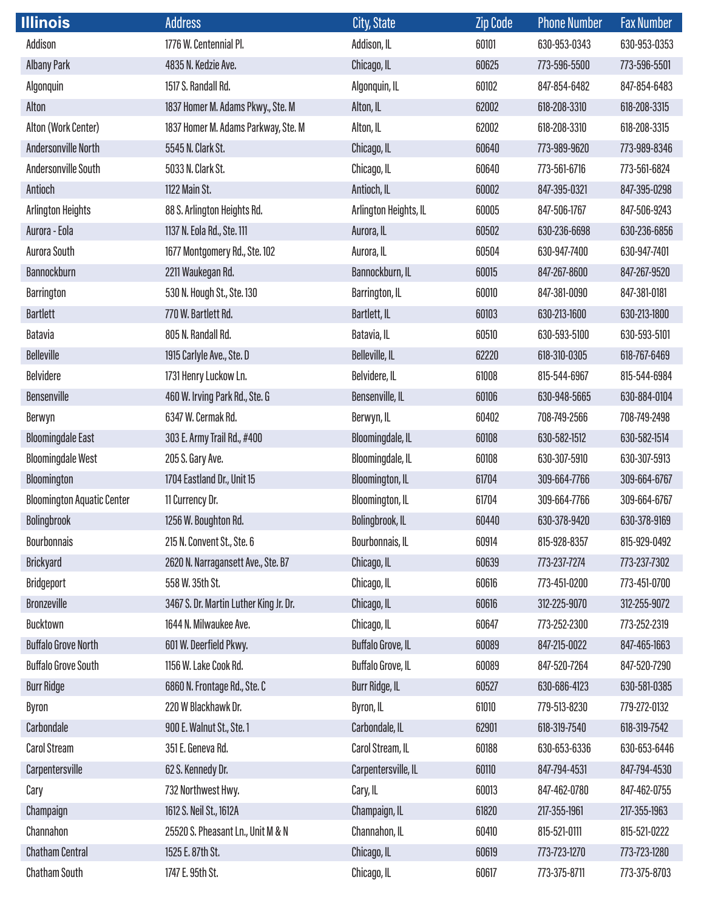| Illinois | Address | City, State | Zip Code | Phone Number | Fax Number |
|---|---|---|---|---|---|
| Addison | 1776 W. Centennial Pl. | Addison, IL | 60101 | 630-953-0343 | 630-953-0353 |
| Albany Park | 4835 N. Kedzie Ave. | Chicago, IL | 60625 | 773-596-5500 | 773-596-5501 |
| Algonquin | 1517 S. Randall Rd. | Algonquin, IL | 60102 | 847-854-6482 | 847-854-6483 |
| Alton | 1837 Homer M. Adams Pkwy., Ste. M | Alton, IL | 62002 | 618-208-3310 | 618-208-3315 |
| Alton (Work Center) | 1837 Homer M. Adams Parkway, Ste. M | Alton, IL | 62002 | 618-208-3310 | 618-208-3315 |
| Andersonville North | 5545 N. Clark St. | Chicago, IL | 60640 | 773-989-9620 | 773-989-8346 |
| Andersonville South | 5033 N. Clark St. | Chicago, IL | 60640 | 773-561-6716 | 773-561-6824 |
| Antioch | 1122 Main St. | Antioch, IL | 60002 | 847-395-0321 | 847-395-0298 |
| Arlington Heights | 88 S. Arlington Heights Rd. | Arlington Heights, IL | 60005 | 847-506-1767 | 847-506-9243 |
| Aurora - Eola | 1137 N. Eola Rd., Ste. 111 | Aurora, IL | 60502 | 630-236-6698 | 630-236-6856 |
| Aurora South | 1677 Montgomery Rd., Ste. 102 | Aurora, IL | 60504 | 630-947-7400 | 630-947-7401 |
| Bannockburn | 2211 Waukegan Rd. | Bannockburn, IL | 60015 | 847-267-8600 | 847-267-9520 |
| Barrington | 530 N. Hough St., Ste. 130 | Barrington, IL | 60010 | 847-381-0090 | 847-381-0181 |
| Bartlett | 770 W. Bartlett Rd. | Bartlett, IL | 60103 | 630-213-1600 | 630-213-1800 |
| Batavia | 805 N. Randall Rd. | Batavia, IL | 60510 | 630-593-5100 | 630-593-5101 |
| Belleville | 1915 Carlyle Ave., Ste. D | Belleville, IL | 62220 | 618-310-0305 | 618-767-6469 |
| Belvidere | 1731 Henry Luckow Ln. | Belvidere, IL | 61008 | 815-544-6967 | 815-544-6984 |
| Bensenville | 460 W. Irving Park Rd., Ste. G | Bensenville, IL | 60106 | 630-948-5665 | 630-884-0104 |
| Berwyn | 6347 W. Cermak Rd. | Berwyn, IL | 60402 | 708-749-2566 | 708-749-2498 |
| Bloomingdale East | 303 E. Army Trail Rd., #400 | Bloomingdale, IL | 60108 | 630-582-1512 | 630-582-1514 |
| Bloomingdale West | 205 S. Gary Ave. | Bloomingdale, IL | 60108 | 630-307-5910 | 630-307-5913 |
| Bloomington | 1704 Eastland Dr., Unit 15 | Bloomington, IL | 61704 | 309-664-7766 | 309-664-6767 |
| Bloomington Aquatic Center | 11 Currency Dr. | Bloomington, IL | 61704 | 309-664-7766 | 309-664-6767 |
| Bolingbrook | 1256 W. Boughton Rd. | Bolingbrook, IL | 60440 | 630-378-9420 | 630-378-9169 |
| Bourbonnais | 215 N. Convent St., Ste. 6 | Bourbonnais, IL | 60914 | 815-928-8357 | 815-929-0492 |
| Brickyard | 2620 N. Narragansett Ave., Ste. B7 | Chicago, IL | 60639 | 773-237-7274 | 773-237-7302 |
| Bridgeport | 558 W. 35th St. | Chicago, IL | 60616 | 773-451-0200 | 773-451-0700 |
| Bronzeville | 3467 S. Dr. Martin Luther King Jr. Dr. | Chicago, IL | 60616 | 312-225-9070 | 312-255-9072 |
| Bucktown | 1644 N. Milwaukee Ave. | Chicago, IL | 60647 | 773-252-2300 | 773-252-2319 |
| Buffalo Grove North | 601 W. Deerfield Pkwy. | Buffalo Grove, IL | 60089 | 847-215-0022 | 847-465-1663 |
| Buffalo Grove South | 1156 W. Lake Cook Rd. | Buffalo Grove, IL | 60089 | 847-520-7264 | 847-520-7290 |
| Burr Ridge | 6860 N. Frontage Rd., Ste. C | Burr Ridge, IL | 60527 | 630-686-4123 | 630-581-0385 |
| Byron | 220 W Blackhawk Dr. | Byron, IL | 61010 | 779-513-8230 | 779-272-0132 |
| Carbondale | 900 E. Walnut St., Ste. 1 | Carbondale, IL | 62901 | 618-319-7540 | 618-319-7542 |
| Carol Stream | 351 E. Geneva Rd. | Carol Stream, IL | 60188 | 630-653-6336 | 630-653-6446 |
| Carpentersville | 62 S. Kennedy Dr. | Carpentersville, IL | 60110 | 847-794-4531 | 847-794-4530 |
| Cary | 732 Northwest Hwy. | Cary, IL | 60013 | 847-462-0780 | 847-462-0755 |
| Champaign | 1612 S. Neil St., 1612A | Champaign, IL | 61820 | 217-355-1961 | 217-355-1963 |
| Channahon | 25520 S. Pheasant Ln., Unit M & N | Channahon, IL | 60410 | 815-521-0111 | 815-521-0222 |
| Chatham Central | 1525 E. 87th St. | Chicago, IL | 60619 | 773-723-1270 | 773-723-1280 |
| Chatham South | 1747 E. 95th St. | Chicago, IL | 60617 | 773-375-8711 | 773-375-8703 |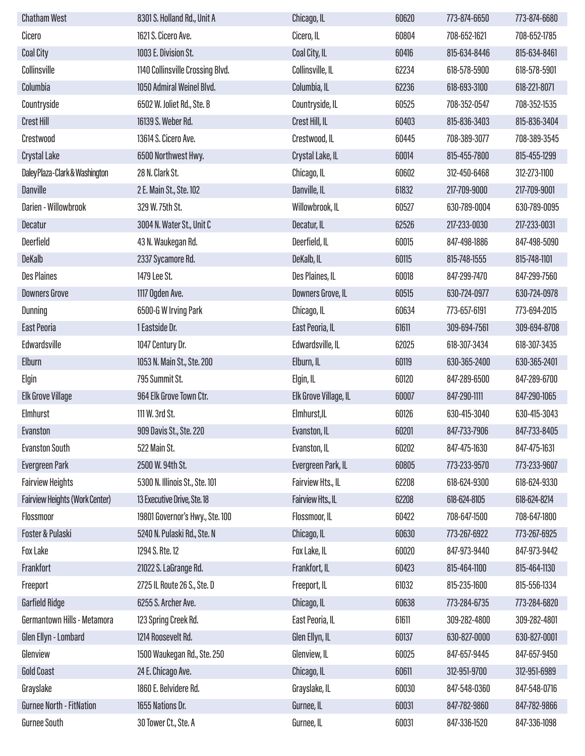| | | | | | |
|---|---|---|---|---|---|
| Chatham West | 8301 S. Holland Rd., Unit A | Chicago, IL | 60620 | 773-874-6650 | 773-874-6680 |
| Cicero | 1621 S. Cicero Ave. | Cicero, IL | 60804 | 708-652-1621 | 708-652-1785 |
| Coal City | 1003 E. Division St. | Coal City, IL | 60416 | 815-634-8446 | 815-634-8461 |
| Collinsville | 1140 Collinsville Crossing Blvd. | Collinsville, IL | 62234 | 618-578-5900 | 618-578-5901 |
| Columbia | 1050 Admiral Weinel Blvd. | Columbia, IL | 62236 | 618-693-3100 | 618-221-8071 |
| Countryside | 6502 W. Joliet Rd., Ste. B | Countryside, IL | 60525 | 708-352-0547 | 708-352-1535 |
| Crest Hill | 16139 S. Weber Rd. | Crest Hill, IL | 60403 | 815-836-3403 | 815-836-3404 |
| Crestwood | 13614 S. Cicero Ave. | Crestwood, IL | 60445 | 708-389-3077 | 708-389-3545 |
| Crystal Lake | 6500 Northwest Hwy. | Crystal Lake, IL | 60014 | 815-455-7800 | 815-455-1299 |
| Daley Plaza - Clark & Washington | 28 N. Clark St. | Chicago, IL | 60602 | 312-450-6468 | 312-273-1100 |
| Danville | 2 E. Main St., Ste. 102 | Danville, IL | 61832 | 217-709-9000 | 217-709-9001 |
| Darien - Willowbrook | 329 W. 75th St. | Willowbrook, IL | 60527 | 630-789-0004 | 630-789-0095 |
| Decatur | 3004 N. Water St., Unit C | Decatur, IL | 62526 | 217-233-0030 | 217-233-0031 |
| Deerfield | 43 N. Waukegan Rd. | Deerfield, IL | 60015 | 847-498-1886 | 847-498-5090 |
| DeKalb | 2337 Sycamore Rd. | DeKalb, IL | 60115 | 815-748-1555 | 815-748-1101 |
| Des Plaines | 1479 Lee St. | Des Plaines, IL | 60018 | 847-299-7470 | 847-299-7560 |
| Downers Grove | 1117 Ogden Ave. | Downers Grove, IL | 60515 | 630-724-0977 | 630-724-0978 |
| Dunning | 6500-G W Irving Park | Chicago, IL | 60634 | 773-657-6191 | 773-694-2015 |
| East Peoria | 1 Eastside Dr. | East Peoria, IL | 61611 | 309-694-7561 | 309-694-8708 |
| Edwardsville | 1047 Century Dr. | Edwardsville, IL | 62025 | 618-307-3434 | 618-307-3435 |
| Elburn | 1053 N. Main St., Ste. 200 | Elburn, IL | 60119 | 630-365-2400 | 630-365-2401 |
| Elgin | 795 Summit St. | Elgin, IL | 60120 | 847-289-6500 | 847-289-6700 |
| Elk Grove Village | 964 Elk Grove Town Ctr. | Elk Grove Village, IL | 60007 | 847-290-1111 | 847-290-1065 |
| Elmhurst | 111 W. 3rd St. | Elmhurst,IL | 60126 | 630-415-3040 | 630-415-3043 |
| Evanston | 909 Davis St., Ste. 220 | Evanston, IL | 60201 | 847-733-7906 | 847-733-8405 |
| Evanston South | 522 Main St. | Evanston, IL | 60202 | 847-475-1630 | 847-475-1631 |
| Evergreen Park | 2500 W. 94th St. | Evergreen Park, IL | 60805 | 773-233-9570 | 773-233-9607 |
| Fairview Heights | 5300 N. Illinois St., Ste. 101 | Fairview Hts., IL | 62208 | 618-624-9300 | 618-624-9330 |
| Fairview Heights (Work Center) | 13 Executive Drive, Ste. 18 | Fairview Hts., IL | 62208 | 618-624-8105 | 618-624-8214 |
| Flossmoor | 19801 Governor's Hwy., Ste. 100 | Flossmoor, IL | 60422 | 708-647-1500 | 708-647-1800 |
| Foster & Pulaski | 5240 N. Pulaski Rd., Ste. N | Chicago, IL | 60630 | 773-267-6922 | 773-267-6925 |
| Fox Lake | 1294 S. Rte. 12 | Fox Lake, IL | 60020 | 847-973-9440 | 847-973-9442 |
| Frankfort | 21022 S. LaGrange Rd. | Frankfort, IL | 60423 | 815-464-1100 | 815-464-1130 |
| Freeport | 2725 IL Route 26 S., Ste. D | Freeport, IL | 61032 | 815-235-1600 | 815-556-1334 |
| Garfield Ridge | 6255 S. Archer Ave. | Chicago, IL | 60638 | 773-284-6735 | 773-284-6820 |
| Germantown Hills - Metamora | 123 Spring Creek Rd. | East Peoria, IL | 61611 | 309-282-4800 | 309-282-4801 |
| Glen Ellyn - Lombard | 1214 Roosevelt Rd. | Glen Ellyn, IL | 60137 | 630-827-0000 | 630-827-0001 |
| Glenview | 1500 Waukegan Rd., Ste. 250 | Glenview, IL | 60025 | 847-657-9445 | 847-657-9450 |
| Gold Coast | 24 E. Chicago Ave. | Chicago, IL | 60611 | 312-951-9700 | 312-951-6989 |
| Grayslake | 1860 E. Belvidere Rd. | Grayslake, IL | 60030 | 847-548-0360 | 847-548-0716 |
| Gurnee North - FitNation | 1655 Nations Dr. | Gurnee, IL | 60031 | 847-782-9860 | 847-782-9866 |
| Gurnee South | 30 Tower Ct., Ste. A | Gurnee, IL | 60031 | 847-336-1520 | 847-336-1098 |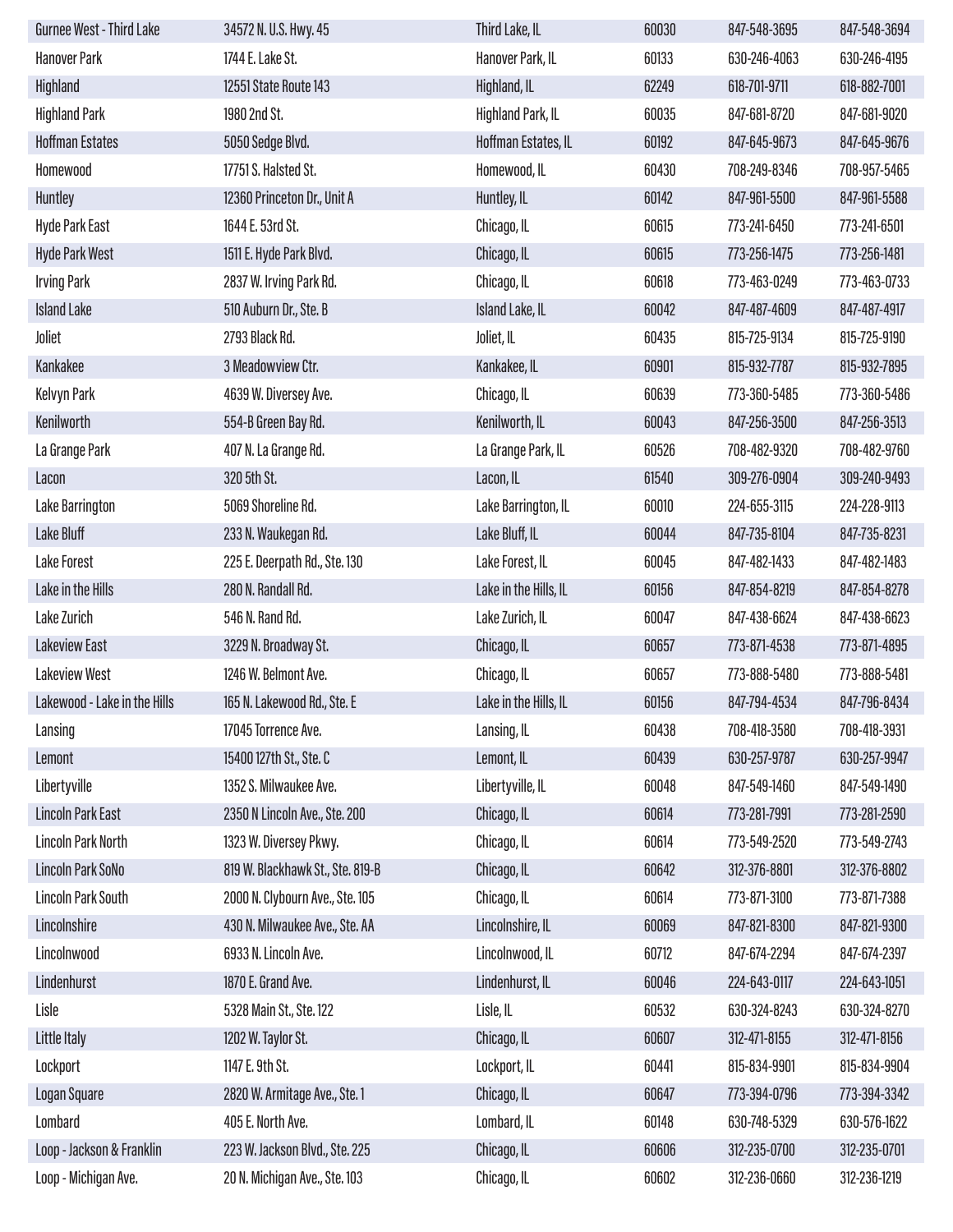| | | | | | |
|---|---|---|---|---|---|
| Gurnee West - Third Lake | 34572 N. U.S. Hwy. 45 | Third Lake, IL | 60030 | 847-548-3695 | 847-548-3694 |
| Hanover Park | 1744 E. Lake St. | Hanover Park, IL | 60133 | 630-246-4063 | 630-246-4195 |
| Highland | 12551 State Route 143 | Highland, IL | 62249 | 618-701-9711 | 618-882-7001 |
| Highland Park | 1980 2nd St. | Highland Park, IL | 60035 | 847-681-8720 | 847-681-9020 |
| Hoffman Estates | 5050 Sedge Blvd. | Hoffman Estates, IL | 60192 | 847-645-9673 | 847-645-9676 |
| Homewood | 17751 S. Halsted St. | Homewood, IL | 60430 | 708-249-8346 | 708-957-5465 |
| Huntley | 12360 Princeton Dr., Unit A | Huntley, IL | 60142 | 847-961-5500 | 847-961-5588 |
| Hyde Park East | 1644 E. 53rd St. | Chicago, IL | 60615 | 773-241-6450 | 773-241-6501 |
| Hyde Park West | 1511 E. Hyde Park Blvd. | Chicago, IL | 60615 | 773-256-1475 | 773-256-1481 |
| Irving Park | 2837 W. Irving Park Rd. | Chicago, IL | 60618 | 773-463-0249 | 773-463-0733 |
| Island Lake | 510 Auburn Dr., Ste. B | Island Lake, IL | 60042 | 847-487-4609 | 847-487-4917 |
| Joliet | 2793 Black Rd. | Joliet, IL | 60435 | 815-725-9134 | 815-725-9190 |
| Kankakee | 3 Meadowview Ctr. | Kankakee, IL | 60901 | 815-932-7787 | 815-932-7895 |
| Kelvyn Park | 4639 W. Diversey Ave. | Chicago, IL | 60639 | 773-360-5485 | 773-360-5486 |
| Kenilworth | 554-B Green Bay Rd. | Kenilworth, IL | 60043 | 847-256-3500 | 847-256-3513 |
| La Grange Park | 407 N. La Grange Rd. | La Grange Park, IL | 60526 | 708-482-9320 | 708-482-9760 |
| Lacon | 320 5th St. | Lacon, IL | 61540 | 309-276-0904 | 309-240-9493 |
| Lake Barrington | 5069 Shoreline Rd. | Lake Barrington, IL | 60010 | 224-655-3115 | 224-228-9113 |
| Lake Bluff | 233 N. Waukegan Rd. | Lake Bluff, IL | 60044 | 847-735-8104 | 847-735-8231 |
| Lake Forest | 225 E. Deerpath Rd., Ste. 130 | Lake Forest, IL | 60045 | 847-482-1433 | 847-482-1483 |
| Lake in the Hills | 280 N. Randall Rd. | Lake in the Hills, IL | 60156 | 847-854-8219 | 847-854-8278 |
| Lake Zurich | 546 N. Rand Rd. | Lake Zurich, IL | 60047 | 847-438-6624 | 847-438-6623 |
| Lakeview East | 3229 N. Broadway St. | Chicago, IL | 60657 | 773-871-4538 | 773-871-4895 |
| Lakeview West | 1246 W. Belmont Ave. | Chicago, IL | 60657 | 773-888-5480 | 773-888-5481 |
| Lakewood - Lake in the Hills | 165 N. Lakewood Rd., Ste. E | Lake in the Hills, IL | 60156 | 847-794-4534 | 847-796-8434 |
| Lansing | 17045 Torrence Ave. | Lansing, IL | 60438 | 708-418-3580 | 708-418-3931 |
| Lemont | 15400 127th St., Ste. C | Lemont, IL | 60439 | 630-257-9787 | 630-257-9947 |
| Libertyville | 1352 S. Milwaukee Ave. | Libertyville, IL | 60048 | 847-549-1460 | 847-549-1490 |
| Lincoln Park East | 2350 N Lincoln Ave., Ste. 200 | Chicago, IL | 60614 | 773-281-7991 | 773-281-2590 |
| Lincoln Park North | 1323 W. Diversey Pkwy. | Chicago, IL | 60614 | 773-549-2520 | 773-549-2743 |
| Lincoln Park SoNo | 819 W. Blackhawk St., Ste. 819-B | Chicago, IL | 60642 | 312-376-8801 | 312-376-8802 |
| Lincoln Park South | 2000 N. Clybourn Ave., Ste. 105 | Chicago, IL | 60614 | 773-871-3100 | 773-871-7388 |
| Lincolnshire | 430 N. Milwaukee Ave., Ste. AA | Lincolnshire, IL | 60069 | 847-821-8300 | 847-821-9300 |
| Lincolnwood | 6933 N. Lincoln Ave. | Lincolnwood, IL | 60712 | 847-674-2294 | 847-674-2397 |
| Lindenhurst | 1870 E. Grand Ave. | Lindenhurst, IL | 60046 | 224-643-0117 | 224-643-1051 |
| Lisle | 5328 Main St., Ste. 122 | Lisle, IL | 60532 | 630-324-8243 | 630-324-8270 |
| Little Italy | 1202 W. Taylor St. | Chicago, IL | 60607 | 312-471-8155 | 312-471-8156 |
| Lockport | 1147 E. 9th St. | Lockport, IL | 60441 | 815-834-9901 | 815-834-9904 |
| Logan Square | 2820 W. Armitage Ave., Ste. 1 | Chicago, IL | 60647 | 773-394-0796 | 773-394-3342 |
| Lombard | 405 E. North Ave. | Lombard, IL | 60148 | 630-748-5329 | 630-576-1622 |
| Loop - Jackson & Franklin | 223 W. Jackson Blvd., Ste. 225 | Chicago, IL | 60606 | 312-235-0700 | 312-235-0701 |
| Loop - Michigan Ave. | 20 N. Michigan Ave., Ste. 103 | Chicago, IL | 60602 | 312-236-0660 | 312-236-1219 |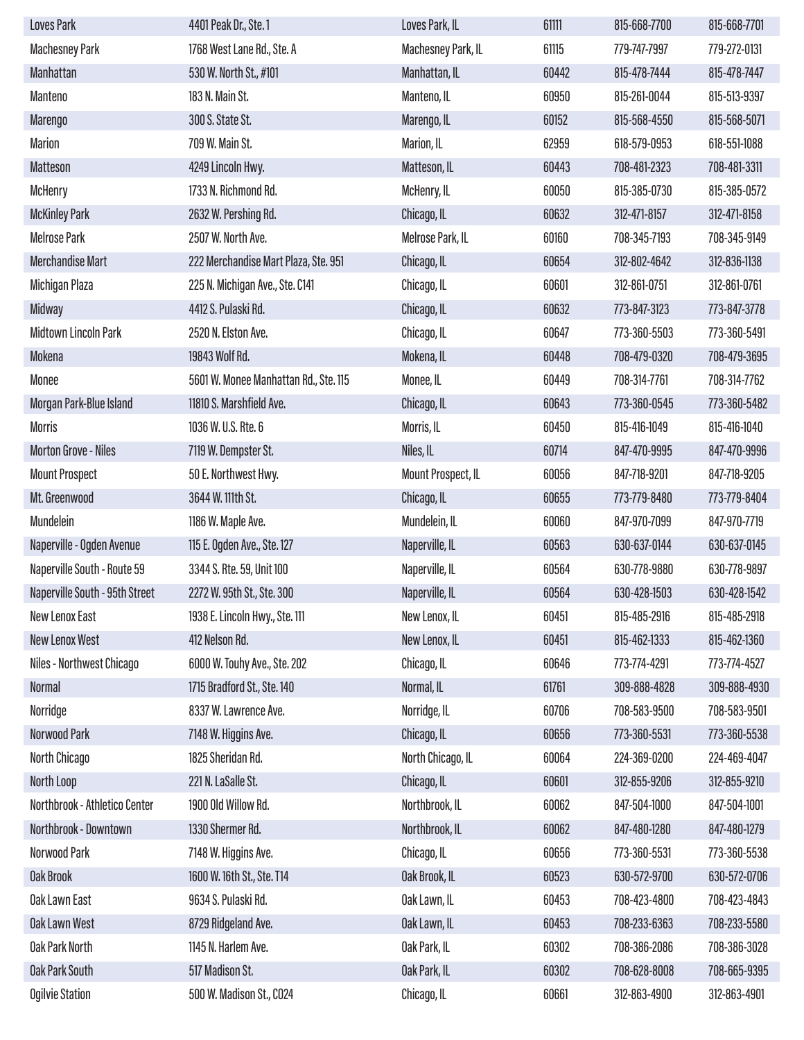| | | | | | |
|---|---|---|---|---|---|
| Loves Park | 4401 Peak Dr., Ste. 1 | Loves Park, IL | 61111 | 815-668-7700 | 815-668-7701 |
| Machesney Park | 1768 West Lane Rd., Ste. A | Machesney Park, IL | 61115 | 779-747-7997 | 779-272-0131 |
| Manhattan | 530 W. North St., #101 | Manhattan, IL | 60442 | 815-478-7444 | 815-478-7447 |
| Manteno | 183 N. Main St. | Manteno, IL | 60950 | 815-261-0044 | 815-513-9397 |
| Marengo | 300 S. State St. | Marengo, IL | 60152 | 815-568-4550 | 815-568-5071 |
| Marion | 709 W. Main St. | Marion, IL | 62959 | 618-579-0953 | 618-551-1088 |
| Matteson | 4249 Lincoln Hwy. | Matteson, IL | 60443 | 708-481-2323 | 708-481-3311 |
| McHenry | 1733 N. Richmond Rd. | McHenry, IL | 60050 | 815-385-0730 | 815-385-0572 |
| McKinley Park | 2632 W. Pershing Rd. | Chicago, IL | 60632 | 312-471-8157 | 312-471-8158 |
| Melrose Park | 2507 W. North Ave. | Melrose Park, IL | 60160 | 708-345-7193 | 708-345-9149 |
| Merchandise Mart | 222 Merchandise Mart Plaza, Ste. 951 | Chicago, IL | 60654 | 312-802-4642 | 312-836-1138 |
| Michigan Plaza | 225 N. Michigan Ave., Ste. C141 | Chicago, IL | 60601 | 312-861-0751 | 312-861-0761 |
| Midway | 4412 S. Pulaski Rd. | Chicago, IL | 60632 | 773-847-3123 | 773-847-3778 |
| Midtown Lincoln Park | 2520 N. Elston Ave. | Chicago, IL | 60647 | 773-360-5503 | 773-360-5491 |
| Mokena | 19843 Wolf Rd. | Mokena, IL | 60448 | 708-479-0320 | 708-479-3695 |
| Monee | 5601 W. Monee Manhattan Rd., Ste. 115 | Monee, IL | 60449 | 708-314-7761 | 708-314-7762 |
| Morgan Park-Blue Island | 11810 S. Marshfield Ave. | Chicago, IL | 60643 | 773-360-0545 | 773-360-5482 |
| Morris | 1036 W. U.S. Rte. 6 | Morris, IL | 60450 | 815-416-1049 | 815-416-1040 |
| Morton Grove - Niles | 7119 W. Dempster St. | Niles, IL | 60714 | 847-470-9995 | 847-470-9996 |
| Mount Prospect | 50 E. Northwest Hwy. | Mount Prospect, IL | 60056 | 847-718-9201 | 847-718-9205 |
| Mt. Greenwood | 3644 W. 111th St. | Chicago, IL | 60655 | 773-779-8480 | 773-779-8404 |
| Mundelein | 1186 W. Maple Ave. | Mundelein, IL | 60060 | 847-970-7099 | 847-970-7719 |
| Naperville - Ogden Avenue | 115 E. Ogden Ave., Ste. 127 | Naperville, IL | 60563 | 630-637-0144 | 630-637-0145 |
| Naperville South - Route 59 | 3344 S. Rte. 59, Unit 100 | Naperville, IL | 60564 | 630-778-9880 | 630-778-9897 |
| Naperville South - 95th Street | 2272 W. 95th St., Ste. 300 | Naperville, IL | 60564 | 630-428-1503 | 630-428-1542 |
| New Lenox East | 1938 E. Lincoln Hwy., Ste. 111 | New Lenox, IL | 60451 | 815-485-2916 | 815-485-2918 |
| New Lenox West | 412 Nelson Rd. | New Lenox, IL | 60451 | 815-462-1333 | 815-462-1360 |
| Niles - Northwest Chicago | 6000 W. Touhy Ave., Ste. 202 | Chicago, IL | 60646 | 773-774-4291 | 773-774-4527 |
| Normal | 1715 Bradford St., Ste. 140 | Normal, IL | 61761 | 309-888-4828 | 309-888-4930 |
| Norridge | 8337 W. Lawrence Ave. | Norridge, IL | 60706 | 708-583-9500 | 708-583-9501 |
| Norwood Park | 7148 W. Higgins Ave. | Chicago, IL | 60656 | 773-360-5531 | 773-360-5538 |
| North Chicago | 1825 Sheridan Rd. | North Chicago, IL | 60064 | 224-369-0200 | 224-469-4047 |
| North Loop | 221 N. LaSalle St. | Chicago, IL | 60601 | 312-855-9206 | 312-855-9210 |
| Northbrook - Athletico Center | 1900 Old Willow Rd. | Northbrook, IL | 60062 | 847-504-1000 | 847-504-1001 |
| Northbrook - Downtown | 1330 Shermer Rd. | Northbrook, IL | 60062 | 847-480-1280 | 847-480-1279 |
| Norwood Park | 7148 W. Higgins Ave. | Chicago, IL | 60656 | 773-360-5531 | 773-360-5538 |
| Oak Brook | 1600 W. 16th St., Ste. T14 | Oak Brook, IL | 60523 | 630-572-9700 | 630-572-0706 |
| Oak Lawn East | 9634 S. Pulaski Rd. | Oak Lawn, IL | 60453 | 708-423-4800 | 708-423-4843 |
| Oak Lawn West | 8729 Ridgeland Ave. | Oak Lawn, IL | 60453 | 708-233-6363 | 708-233-5580 |
| Oak Park North | 1145 N. Harlem Ave. | Oak Park, IL | 60302 | 708-386-2086 | 708-386-3028 |
| Oak Park South | 517 Madison St. | Oak Park, IL | 60302 | 708-628-8008 | 708-665-9395 |
| Ogilvie Station | 500 W. Madison St., C024 | Chicago, IL | 60661 | 312-863-4900 | 312-863-4901 |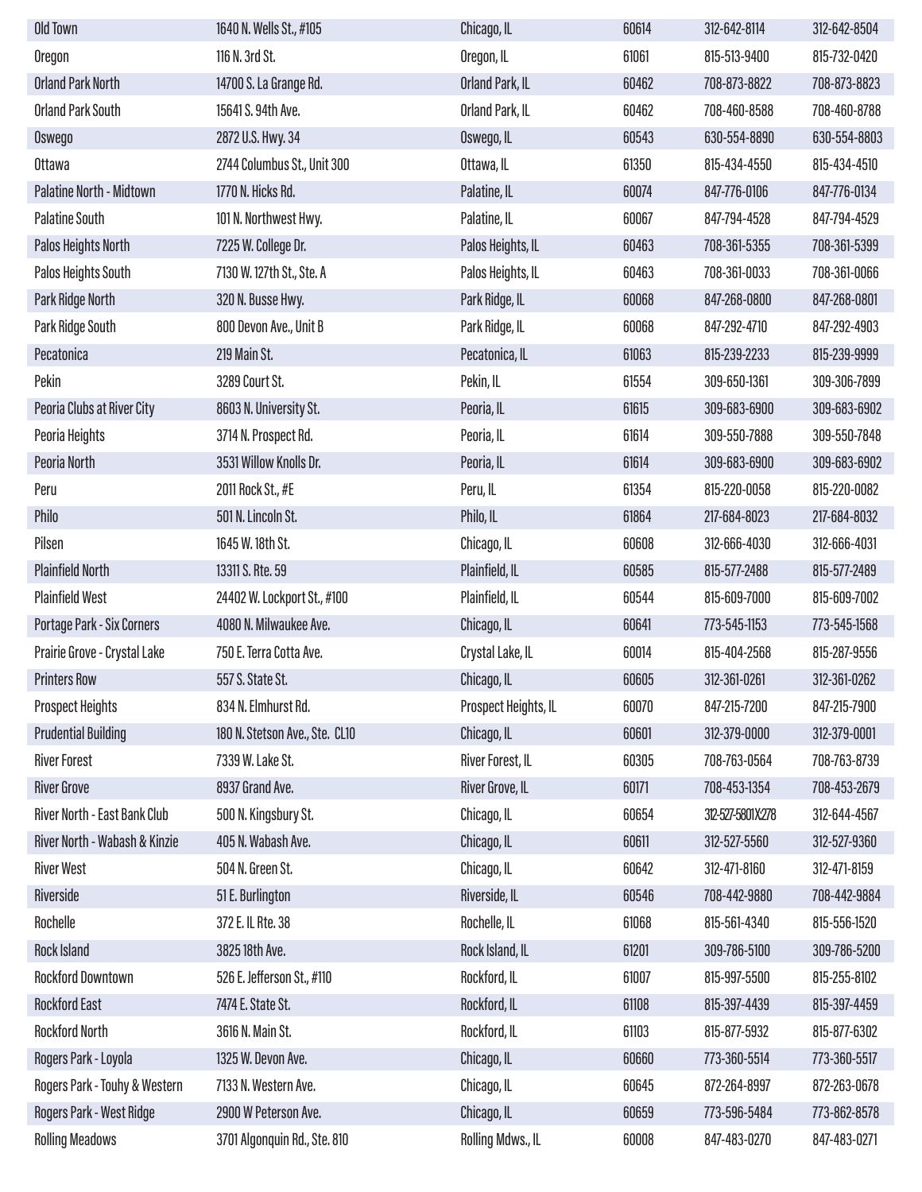| Old Town | 1640 N. Wells St., #105 | Chicago, IL | 60614 | 312-642-8114 | 312-642-8504 |
|---|---|---|---|---|---|
| Oregon | 116 N. 3rd St. | Oregon, IL | 61061 | 815-513-9400 | 815-732-0420 |
| Orland Park North | 14700 S. La Grange Rd. | Orland Park, IL | 60462 | 708-873-8822 | 708-873-8823 |
| Orland Park South | 15641 S. 94th Ave. | Orland Park, IL | 60462 | 708-460-8588 | 708-460-8788 |
| Oswego | 2872 U.S. Hwy. 34 | Oswego, IL | 60543 | 630-554-8890 | 630-554-8803 |
| Ottawa | 2744 Columbus St., Unit 300 | Ottawa, IL | 61350 | 815-434-4550 | 815-434-4510 |
| Palatine North - Midtown | 1770 N. Hicks Rd. | Palatine, IL | 60074 | 847-776-0106 | 847-776-0134 |
| Palatine South | 101 N. Northwest Hwy. | Palatine, IL | 60067 | 847-794-4528 | 847-794-4529 |
| Palos Heights North | 7225 W. College Dr. | Palos Heights, IL | 60463 | 708-361-5355 | 708-361-5399 |
| Palos Heights South | 7130 W. 127th St., Ste. A | Palos Heights, IL | 60463 | 708-361-0033 | 708-361-0066 |
| Park Ridge North | 320 N. Busse Hwy. | Park Ridge, IL | 60068 | 847-268-0800 | 847-268-0801 |
| Park Ridge South | 800 Devon Ave., Unit B | Park Ridge, IL | 60068 | 847-292-4710 | 847-292-4903 |
| Pecatonica | 219 Main St. | Pecatonica, IL | 61063 | 815-239-2233 | 815-239-9999 |
| Pekin | 3289 Court St. | Pekin, IL | 61554 | 309-650-1361 | 309-306-7899 |
| Peoria Clubs at River City | 8603 N. University St. | Peoria, IL | 61615 | 309-683-6900 | 309-683-6902 |
| Peoria Heights | 3714 N. Prospect Rd. | Peoria, IL | 61614 | 309-550-7888 | 309-550-7848 |
| Peoria North | 3531 Willow Knolls Dr. | Peoria, IL | 61614 | 309-683-6900 | 309-683-6902 |
| Peru | 2011 Rock St., #E | Peru, IL | 61354 | 815-220-0058 | 815-220-0082 |
| Philo | 501 N. Lincoln St. | Philo, IL | 61864 | 217-684-8023 | 217-684-8032 |
| Pilsen | 1645 W. 18th St. | Chicago, IL | 60608 | 312-666-4030 | 312-666-4031 |
| Plainfield North | 13311 S. Rte. 59 | Plainfield, IL | 60585 | 815-577-2488 | 815-577-2489 |
| Plainfield West | 24402 W. Lockport St., #100 | Plainfield, IL | 60544 | 815-609-7000 | 815-609-7002 |
| Portage Park - Six Corners | 4080 N. Milwaukee Ave. | Chicago, IL | 60641 | 773-545-1153 | 773-545-1568 |
| Prairie Grove - Crystal Lake | 750 E. Terra Cotta Ave. | Crystal Lake, IL | 60014 | 815-404-2568 | 815-287-9556 |
| Printers Row | 557 S. State St. | Chicago, IL | 60605 | 312-361-0261 | 312-361-0262 |
| Prospect Heights | 834 N. Elmhurst Rd. | Prospect Heights, IL | 60070 | 847-215-7200 | 847-215-7900 |
| Prudential Building | 180 N. Stetson Ave., Ste. CL10 | Chicago, IL | 60601 | 312-379-0000 | 312-379-0001 |
| River Forest | 7339 W. Lake St. | River Forest, IL | 60305 | 708-763-0564 | 708-763-8739 |
| River Grove | 8937 Grand Ave. | River Grove, IL | 60171 | 708-453-1354 | 708-453-2679 |
| River North - East Bank Club | 500 N. Kingsbury St. | Chicago, IL | 60654 | 312-527-5801X278 | 312-644-4567 |
| River North - Wabash & Kinzie | 405 N. Wabash Ave. | Chicago, IL | 60611 | 312-527-5560 | 312-527-9360 |
| River West | 504 N. Green St. | Chicago, IL | 60642 | 312-471-8160 | 312-471-8159 |
| Riverside | 51 E. Burlington | Riverside, IL | 60546 | 708-442-9880 | 708-442-9884 |
| Rochelle | 372 E. IL Rte. 38 | Rochelle, IL | 61068 | 815-561-4340 | 815-556-1520 |
| Rock Island | 3825 18th Ave. | Rock Island, IL | 61201 | 309-786-5100 | 309-786-5200 |
| Rockford Downtown | 526 E. Jefferson St., #110 | Rockford, IL | 61007 | 815-997-5500 | 815-255-8102 |
| Rockford East | 7474 E. State St. | Rockford, IL | 61108 | 815-397-4439 | 815-397-4459 |
| Rockford North | 3616 N. Main St. | Rockford, IL | 61103 | 815-877-5932 | 815-877-6302 |
| Rogers Park - Loyola | 1325 W. Devon Ave. | Chicago, IL | 60660 | 773-360-5514 | 773-360-5517 |
| Rogers Park - Touhy & Western | 7133 N. Western Ave. | Chicago, IL | 60645 | 872-264-8997 | 872-263-0678 |
| Rogers Park - West Ridge | 2900 W Peterson Ave. | Chicago, IL | 60659 | 773-596-5484 | 773-862-8578 |
| Rolling Meadows | 3701 Algonquin Rd., Ste. 810 | Rolling Mdws., IL | 60008 | 847-483-0270 | 847-483-0271 |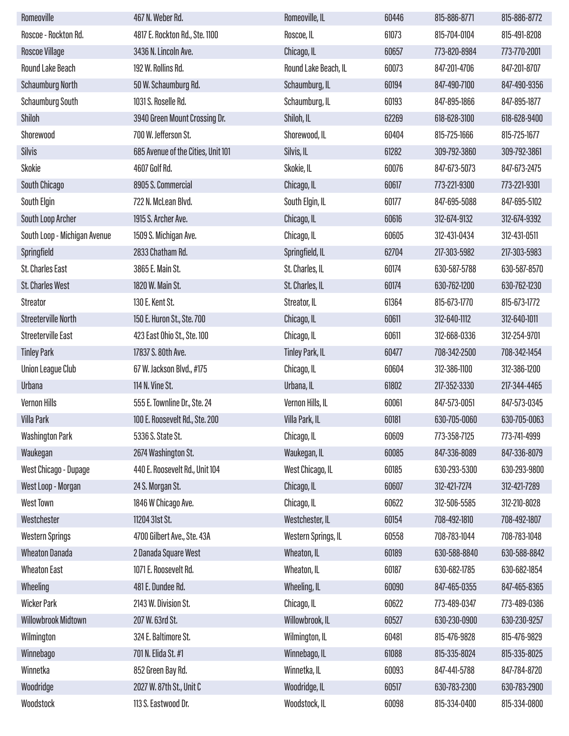| | | | | | |
|---|---|---|---|---|---|
| Romeoville | 467 N. Weber Rd. | Romeoville, IL | 60446 | 815-886-8771 | 815-886-8772 |
| Roscoe - Rockton Rd. | 4817 E. Rockton Rd., Ste. 1100 | Roscoe, IL | 61073 | 815-704-0104 | 815-491-8208 |
| Roscoe Village | 3436 N. Lincoln Ave. | Chicago, IL | 60657 | 773-820-8984 | 773-770-2001 |
| Round Lake Beach | 192 W. Rollins Rd. | Round Lake Beach, IL | 60073 | 847-201-4706 | 847-201-8707 |
| Schaumburg North | 50 W. Schaumburg Rd. | Schaumburg, IL | 60194 | 847-490-7100 | 847-490-9356 |
| Schaumburg South | 1031 S. Roselle Rd. | Schaumburg, IL | 60193 | 847-895-1866 | 847-895-1877 |
| Shiloh | 3940 Green Mount Crossing Dr. | Shiloh, IL | 62269 | 618-628-3100 | 618-628-9400 |
| Shorewood | 700 W. Jefferson St. | Shorewood, IL | 60404 | 815-725-1666 | 815-725-1677 |
| Silvis | 685 Avenue of the Cities, Unit 101 | Silvis, IL | 61282 | 309-792-3860 | 309-792-3861 |
| Skokie | 4607 Golf Rd. | Skokie, IL | 60076 | 847-673-5073 | 847-673-2475 |
| South Chicago | 8905 S. Commercial | Chicago, IL | 60617 | 773-221-9300 | 773-221-9301 |
| South Elgin | 722 N. McLean Blvd. | South Elgin, IL | 60177 | 847-695-5088 | 847-695-5102 |
| South Loop Archer | 1915 S. Archer Ave. | Chicago, IL | 60616 | 312-674-9132 | 312-674-9392 |
| South Loop - Michigan Avenue | 1509 S. Michigan Ave. | Chicago, IL | 60605 | 312-431-0434 | 312-431-0511 |
| Springfield | 2833 Chatham Rd. | Springfield, IL | 62704 | 217-303-5982 | 217-303-5983 |
| St. Charles East | 3865 E. Main St. | St. Charles, IL | 60174 | 630-587-5788 | 630-587-8570 |
| St. Charles West | 1820 W. Main St. | St. Charles, IL | 60174 | 630-762-1200 | 630-762-1230 |
| Streator | 130 E. Kent St. | Streator, IL | 61364 | 815-673-1770 | 815-673-1772 |
| Streeterville North | 150 E. Huron St., Ste. 700 | Chicago, IL | 60611 | 312-640-1112 | 312-640-1011 |
| Streeterville East | 423 East Ohio St., Ste. 100 | Chicago, IL | 60611 | 312-668-0336 | 312-254-9701 |
| Tinley Park | 17837 S. 80th Ave. | Tinley Park, IL | 60477 | 708-342-2500 | 708-342-1454 |
| Union League Club | 67 W. Jackson Blvd., #175 | Chicago, IL | 60604 | 312-386-1100 | 312-386-1200 |
| Urbana | 114 N. Vine St. | Urbana, IL | 61802 | 217-352-3330 | 217-344-4465 |
| Vernon Hills | 555 E. Townline Dr., Ste. 24 | Vernon Hills, IL | 60061 | 847-573-0051 | 847-573-0345 |
| Villa Park | 100 E. Roosevelt Rd., Ste. 200 | Villa Park, IL | 60181 | 630-705-0060 | 630-705-0063 |
| Washington Park | 5336 S. State St. | Chicago, IL | 60609 | 773-358-7125 | 773-741-4999 |
| Waukegan | 2674 Washington St. | Waukegan, IL | 60085 | 847-336-8089 | 847-336-8079 |
| West Chicago - Dupage | 440 E. Roosevelt Rd., Unit 104 | West Chicago, IL | 60185 | 630-293-5300 | 630-293-9800 |
| West Loop - Morgan | 24 S. Morgan St. | Chicago, IL | 60607 | 312-421-7274 | 312-421-7289 |
| West Town | 1846 W Chicago Ave. | Chicago, IL | 60622 | 312-506-5585 | 312-210-8028 |
| Westchester | 11204 31st St. | Westchester, IL | 60154 | 708-492-1810 | 708-492-1807 |
| Western Springs | 4700 Gilbert Ave., Ste. 43A | Western Springs, IL | 60558 | 708-783-1044 | 708-783-1048 |
| Wheaton Danada | 2 Danada Square West | Wheaton, IL | 60189 | 630-588-8840 | 630-588-8842 |
| Wheaton East | 1071 E. Roosevelt Rd. | Wheaton, IL | 60187 | 630-682-1785 | 630-682-1854 |
| Wheeling | 481 E. Dundee Rd. | Wheeling, IL | 60090 | 847-465-0355 | 847-465-8365 |
| Wicker Park | 2143 W. Division St. | Chicago, IL | 60622 | 773-489-0347 | 773-489-0386 |
| Willowbrook Midtown | 207 W. 63rd St. | Willowbrook, IL | 60527 | 630-230-0900 | 630-230-9257 |
| Wilmington | 324 E. Baltimore St. | Wilmington, IL | 60481 | 815-476-9828 | 815-476-9829 |
| Winnebago | 701 N. Elida St. #1 | Winnebago, IL | 61088 | 815-335-8024 | 815-335-8025 |
| Winnetka | 852 Green Bay Rd. | Winnetka, IL | 60093 | 847-441-5788 | 847-784-8720 |
| Woodridge | 2027 W. 87th St., Unit C | Woodridge, IL | 60517 | 630-783-2300 | 630-783-2900 |
| Woodstock | 113 S. Eastwood Dr. | Woodstock, IL | 60098 | 815-334-0400 | 815-334-0800 |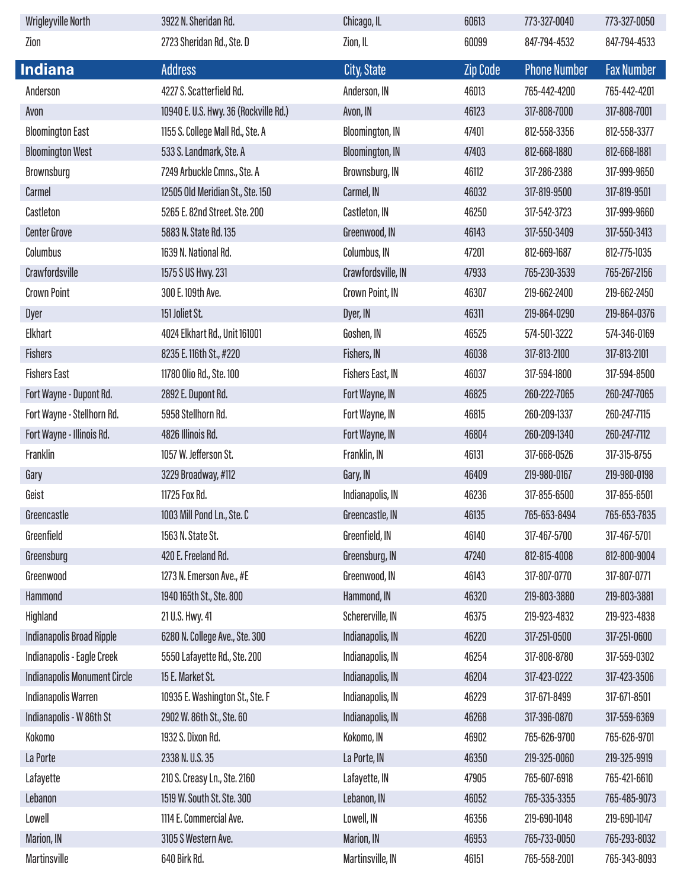| Wrigleyville North | 3922 N. Sheridan Rd. | Chicago, IL | 60613 | 773-327-0040 | 773-327-0050 |
|---|---|---|---|---|---|
| Zion | 2723 Sheridan Rd., Ste. D | Zion, IL | 60099 | 847-794-4532 | 847-794-4533 |

| Indiana | Address | City, State | Zip Code | Phone Number | Fax Number |
|---|---|---|---|---|---|
| Anderson | 4227 S. Scatterfield Rd. | Anderson, IN | 46013 | 765-442-4200 | 765-442-4201 |
| Avon | 10940 E. U.S. Hwy. 36 (Rockville Rd.) | Avon, IN | 46123 | 317-808-7000 | 317-808-7001 |
| Bloomington East | 1155 S. College Mall Rd., Ste. A | Bloomington, IN | 47401 | 812-558-3356 | 812-558-3377 |
| Bloomington West | 533 S. Landmark, Ste. A | Bloomington, IN | 47403 | 812-668-1880 | 812-668-1881 |
| Brownsburg | 7249 Arbuckle Cmns., Ste. A | Brownsburg, IN | 46112 | 317-286-2388 | 317-999-9650 |
| Carmel | 12505 Old Meridian St., Ste. 150 | Carmel, IN | 46032 | 317-819-9500 | 317-819-9501 |
| Castleton | 5265 E. 82nd Street. Ste. 200 | Castleton, IN | 46250 | 317-542-3723 | 317-999-9660 |
| Center Grove | 5883 N. State Rd. 135 | Greenwood, IN | 46143 | 317-550-3409 | 317-550-3413 |
| Columbus | 1639 N. National Rd. | Columbus, IN | 47201 | 812-669-1687 | 812-775-1035 |
| Crawfordsville | 1575 S US Hwy. 231 | Crawfordsville, IN | 47933 | 765-230-3539 | 765-267-2156 |
| Crown Point | 300 E. 109th Ave. | Crown Point, IN | 46307 | 219-662-2400 | 219-662-2450 |
| Dyer | 151 Joliet St. | Dyer, IN | 46311 | 219-864-0290 | 219-864-0376 |
| Elkhart | 4024 Elkhart Rd., Unit 161001 | Goshen, IN | 46525 | 574-501-3222 | 574-346-0169 |
| Fishers | 8235 E. 116th St., #220 | Fishers, IN | 46038 | 317-813-2100 | 317-813-2101 |
| Fishers East | 11780 Olio Rd., Ste. 100 | Fishers East, IN | 46037 | 317-594-1800 | 317-594-8500 |
| Fort Wayne - Dupont Rd. | 2892 E. Dupont Rd. | Fort Wayne, IN | 46825 | 260-222-7065 | 260-247-7065 |
| Fort Wayne - Stellhorn Rd. | 5958 Stellhorn Rd. | Fort Wayne, IN | 46815 | 260-209-1337 | 260-247-7115 |
| Fort Wayne - Illinois Rd. | 4826 Illinois Rd. | Fort Wayne, IN | 46804 | 260-209-1340 | 260-247-7112 |
| Franklin | 1057 W. Jefferson St. | Franklin, IN | 46131 | 317-668-0526 | 317-315-8755 |
| Gary | 3229 Broadway, #112 | Gary, IN | 46409 | 219-980-0167 | 219-980-0198 |
| Geist | 11725 Fox Rd. | Indianapolis, IN | 46236 | 317-855-6500 | 317-855-6501 |
| Greencastle | 1003 Mill Pond Ln., Ste. C | Greencastle, IN | 46135 | 765-653-8494 | 765-653-7835 |
| Greenfield | 1563 N. State St. | Greenfield, IN | 46140 | 317-467-5700 | 317-467-5701 |
| Greensburg | 420 E. Freeland Rd. | Greensburg, IN | 47240 | 812-815-4008 | 812-800-9004 |
| Greenwood | 1273 N. Emerson Ave., #E | Greenwood, IN | 46143 | 317-807-0770 | 317-807-0771 |
| Hammond | 1940 165th St., Ste. 800 | Hammond, IN | 46320 | 219-803-3880 | 219-803-3881 |
| Highland | 21 U.S. Hwy. 41 | Schererville, IN | 46375 | 219-923-4832 | 219-923-4838 |
| Indianapolis Broad Ripple | 6280 N. College Ave., Ste. 300 | Indianapolis, IN | 46220 | 317-251-0500 | 317-251-0600 |
| Indianapolis - Eagle Creek | 5550 Lafayette Rd., Ste. 200 | Indianapolis, IN | 46254 | 317-808-8780 | 317-559-0302 |
| Indianapolis Monument Circle | 15 E. Market St. | Indianapolis, IN | 46204 | 317-423-0222 | 317-423-3506 |
| Indianapolis Warren | 10935 E. Washington St., Ste. F | Indianapolis, IN | 46229 | 317-671-8499 | 317-671-8501 |
| Indianapolis - W 86th St | 2902 W. 86th St., Ste. 60 | Indianapolis, IN | 46268 | 317-396-0870 | 317-559-6369 |
| Kokomo | 1932 S. Dixon Rd. | Kokomo, IN | 46902 | 765-626-9700 | 765-626-9701 |
| La Porte | 2338 N. U.S. 35 | La Porte, IN | 46350 | 219-325-0060 | 219-325-9919 |
| Lafayette | 210 S. Creasy Ln., Ste. 2160 | Lafayette, IN | 47905 | 765-607-6918 | 765-421-6610 |
| Lebanon | 1519 W. South St. Ste. 300 | Lebanon, IN | 46052 | 765-335-3355 | 765-485-9073 |
| Lowell | 1114 E. Commercial Ave. | Lowell, IN | 46356 | 219-690-1048 | 219-690-1047 |
| Marion, IN | 3105 S Western Ave. | Marion, IN | 46953 | 765-733-0050 | 765-293-8032 |
| Martinsville | 640 Birk Rd. | Martinsville, IN | 46151 | 765-558-2001 | 765-343-8093 |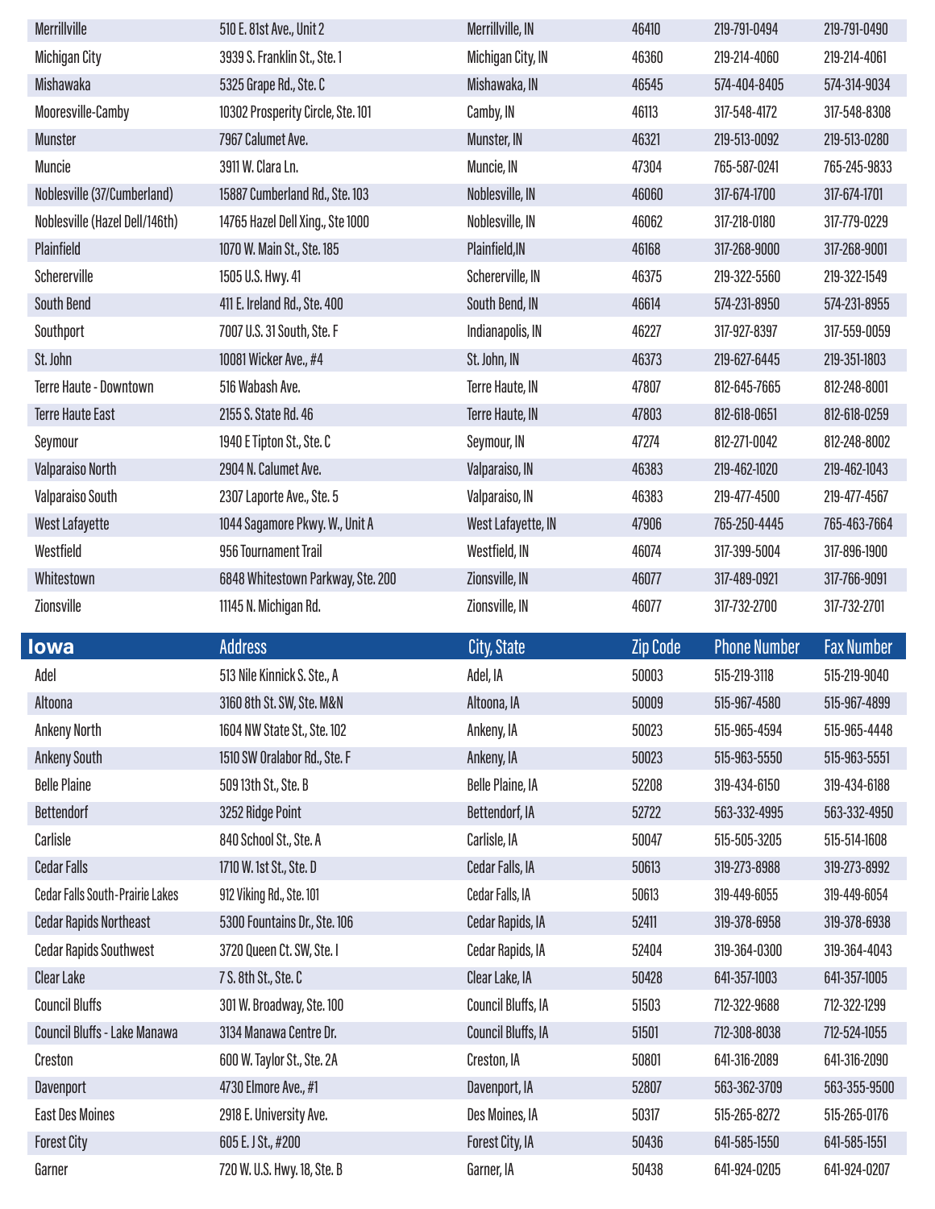| | | | | | |
|---|---|---|---|---|---|
| Merrillville | 510 E. 81st Ave., Unit 2 | Merrillville, IN | 46410 | 219-791-0494 | 219-791-0490 |
| Michigan City | 3939 S. Franklin St., Ste. 1 | Michigan City, IN | 46360 | 219-214-4060 | 219-214-4061 |
| Mishawaka | 5325 Grape Rd., Ste. C | Mishawaka, IN | 46545 | 574-404-8405 | 574-314-9034 |
| Mooresville-Camby | 10302 Prosperity Circle, Ste. 101 | Camby, IN | 46113 | 317-548-4172 | 317-548-8308 |
| Munster | 7967 Calumet Ave. | Munster, IN | 46321 | 219-513-0092 | 219-513-0280 |
| Muncie | 3911 W. Clara Ln. | Muncie, IN | 47304 | 765-587-0241 | 765-245-9833 |
| Noblesville (37/Cumberland) | 15887 Cumberland Rd., Ste. 103 | Noblesville, IN | 46060 | 317-674-1700 | 317-674-1701 |
| Noblesville (Hazel Dell/146th) | 14765 Hazel Dell Xing., Ste 1000 | Noblesville, IN | 46062 | 317-218-0180 | 317-779-0229 |
| Plainfield | 1070 W. Main St., Ste. 185 | Plainfield,IN | 46168 | 317-268-9000 | 317-268-9001 |
| Schererville | 1505 U.S. Hwy. 41 | Schererville, IN | 46375 | 219-322-5560 | 219-322-1549 |
| South Bend | 411 E. Ireland Rd., Ste. 400 | South Bend, IN | 46614 | 574-231-8950 | 574-231-8955 |
| Southport | 7007 U.S. 31 South, Ste. F | Indianapolis, IN | 46227 | 317-927-8397 | 317-559-0059 |
| St. John | 10081 Wicker Ave., #4 | St. John, IN | 46373 | 219-627-6445 | 219-351-1803 |
| Terre Haute - Downtown | 516 Wabash Ave. | Terre Haute, IN | 47807 | 812-645-7665 | 812-248-8001 |
| Terre Haute East | 2155 S. State Rd. 46 | Terre Haute, IN | 47803 | 812-618-0651 | 812-618-0259 |
| Seymour | 1940 E Tipton St., Ste. C | Seymour, IN | 47274 | 812-271-0042 | 812-248-8002 |
| Valparaiso North | 2904 N. Calumet Ave. | Valparaiso, IN | 46383 | 219-462-1020 | 219-462-1043 |
| Valparaiso South | 2307 Laporte Ave., Ste. 5 | Valparaiso, IN | 46383 | 219-477-4500 | 219-477-4567 |
| West Lafayette | 1044 Sagamore Pkwy. W., Unit A | West Lafayette, IN | 47906 | 765-250-4445 | 765-463-7664 |
| Westfield | 956 Tournament Trail | Westfield, IN | 46074 | 317-399-5004 | 317-896-1900 |
| Whitestown | 6848 Whitestown Parkway, Ste. 200 | Zionsville, IN | 46077 | 317-489-0921 | 317-766-9091 |
| Zionsville | 11145 N. Michigan Rd. | Zionsville, IN | 46077 | 317-732-2700 | 317-732-2701 |

| Iowa | Address | City, State | Zip Code | Phone Number | Fax Number |
|---|---|---|---|---|---|
| Adel | 513 Nile Kinnick S. Ste., A | Adel, IA | 50003 | 515-219-3118 | 515-219-9040 |
| Altoona | 3160 8th St. SW, Ste. M&N | Altoona, IA | 50009 | 515-967-4580 | 515-967-4899 |
| Ankeny North | 1604 NW State St., Ste. 102 | Ankeny, IA | 50023 | 515-965-4594 | 515-965-4448 |
| Ankeny South | 1510 SW Oralabor Rd., Ste. F | Ankeny, IA | 50023 | 515-963-5550 | 515-963-5551 |
| Belle Plaine | 509 13th St., Ste. B | Belle Plaine, IA | 52208 | 319-434-6150 | 319-434-6188 |
| Bettendorf | 3252 Ridge Point | Bettendorf, IA | 52722 | 563-332-4995 | 563-332-4950 |
| Carlisle | 840 School St., Ste. A | Carlisle, IA | 50047 | 515-505-3205 | 515-514-1608 |
| Cedar Falls | 1710 W. 1st St., Ste. D | Cedar Falls, IA | 50613 | 319-273-8988 | 319-273-8992 |
| Cedar Falls South-Prairie Lakes | 912 Viking Rd., Ste. 101 | Cedar Falls, IA | 50613 | 319-449-6055 | 319-449-6054 |
| Cedar Rapids Northeast | 5300 Fountains Dr., Ste. 106 | Cedar Rapids, IA | 52411 | 319-378-6958 | 319-378-6938 |
| Cedar Rapids Southwest | 3720 Queen Ct. SW, Ste. I | Cedar Rapids, IA | 52404 | 319-364-0300 | 319-364-4043 |
| Clear Lake | 7 S. 8th St., Ste. C | Clear Lake, IA | 50428 | 641-357-1003 | 641-357-1005 |
| Council Bluffs | 301 W. Broadway, Ste. 100 | Council Bluffs, IA | 51503 | 712-322-9688 | 712-322-1299 |
| Council Bluffs - Lake Manawa | 3134 Manawa Centre Dr. | Council Bluffs, IA | 51501 | 712-308-8038 | 712-524-1055 |
| Creston | 600 W. Taylor St., Ste. 2A | Creston, IA | 50801 | 641-316-2089 | 641-316-2090 |
| Davenport | 4730 Elmore Ave., #1 | Davenport, IA | 52807 | 563-362-3709 | 563-355-9500 |
| East Des Moines | 2918 E. University Ave. | Des Moines, IA | 50317 | 515-265-8272 | 515-265-0176 |
| Forest City | 605 E. J St., #200 | Forest City, IA | 50436 | 641-585-1550 | 641-585-1551 |
| Garner | 720 W. U.S. Hwy. 18, Ste. B | Garner, IA | 50438 | 641-924-0205 | 641-924-0207 |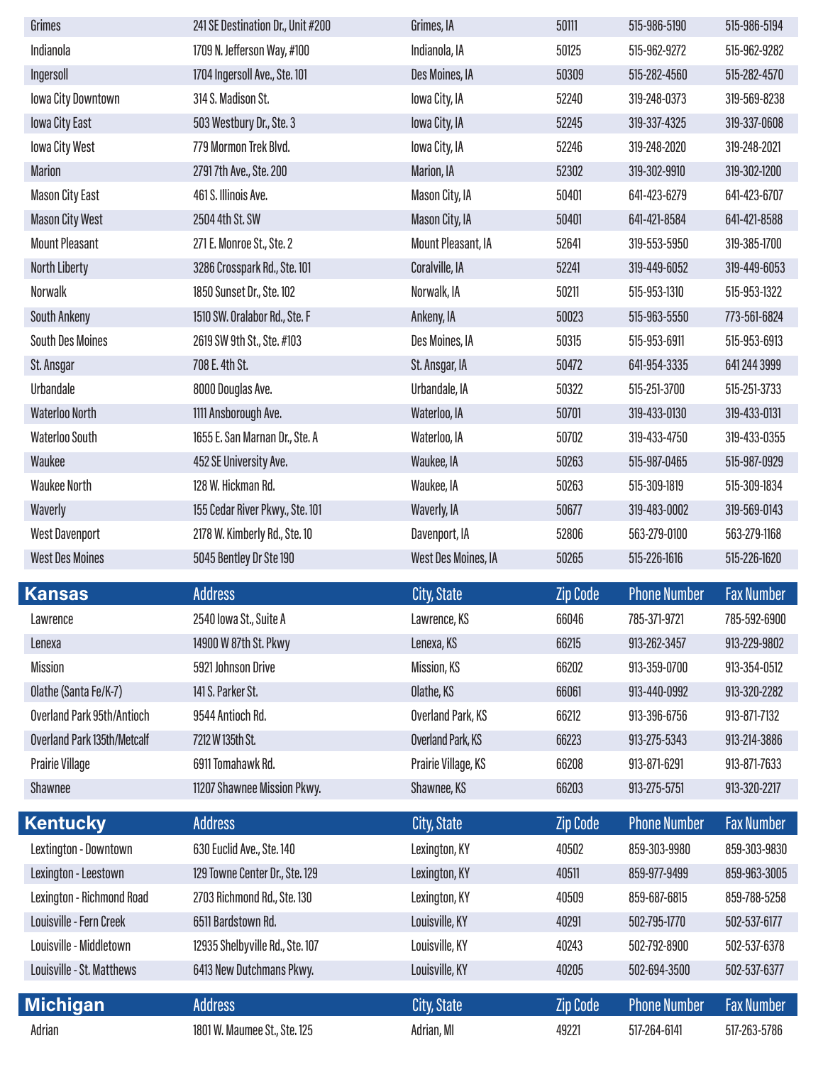| | | | | | |
|---|---|---|---|---|---|
| Grimes | 241 SE Destination Dr., Unit #200 | Grimes, IA | 50111 | 515-986-5190 | 515-986-5194 |
| Indianola | 1709 N. Jefferson Way, #100 | Indianola, IA | 50125 | 515-962-9272 | 515-962-9282 |
| Ingersoll | 1704 Ingersoll Ave., Ste. 101 | Des Moines, IA | 50309 | 515-282-4560 | 515-282-4570 |
| Iowa City Downtown | 314 S. Madison St. | Iowa City, IA | 52240 | 319-248-0373 | 319-569-8238 |
| Iowa City East | 503 Westbury Dr., Ste. 3 | Iowa City, IA | 52245 | 319-337-4325 | 319-337-0608 |
| Iowa City West | 779 Mormon Trek Blvd. | Iowa City, IA | 52246 | 319-248-2020 | 319-248-2021 |
| Marion | 2791 7th Ave., Ste. 200 | Marion, IA | 52302 | 319-302-9910 | 319-302-1200 |
| Mason City East | 461 S. Illinois Ave. | Mason City, IA | 50401 | 641-423-6279 | 641-423-6707 |
| Mason City West | 2504 4th St. SW | Mason City, IA | 50401 | 641-421-8584 | 641-421-8588 |
| Mount Pleasant | 271 E. Monroe St., Ste. 2 | Mount Pleasant, IA | 52641 | 319-553-5950 | 319-385-1700 |
| North Liberty | 3286 Crosspark Rd., Ste. 101 | Coralville, IA | 52241 | 319-449-6052 | 319-449-6053 |
| Norwalk | 1850 Sunset Dr., Ste. 102 | Norwalk, IA | 50211 | 515-953-1310 | 515-953-1322 |
| South Ankeny | 1510 SW. Oralabor Rd., Ste. F | Ankeny, IA | 50023 | 515-963-5550 | 773-561-6824 |
| South Des Moines | 2619 SW 9th St., Ste. #103 | Des Moines, IA | 50315 | 515-953-6911 | 515-953-6913 |
| St. Ansgar | 708 E. 4th St. | St. Ansgar, IA | 50472 | 641-954-3335 | 641 244 3999 |
| Urbandale | 8000 Douglas Ave. | Urbandale, IA | 50322 | 515-251-3700 | 515-251-3733 |
| Waterloo North | 1111 Ansborough Ave. | Waterloo, IA | 50701 | 319-433-0130 | 319-433-0131 |
| Waterloo South | 1655 E. San Marnan Dr., Ste. A | Waterloo, IA | 50702 | 319-433-4750 | 319-433-0355 |
| Waukee | 452 SE University Ave. | Waukee, IA | 50263 | 515-987-0465 | 515-987-0929 |
| Waukee North | 128 W. Hickman Rd. | Waukee, IA | 50263 | 515-309-1819 | 515-309-1834 |
| Waverly | 155 Cedar River Pkwy., Ste. 101 | Waverly, IA | 50677 | 319-483-0002 | 319-569-0143 |
| West Davenport | 2178 W. Kimberly Rd., Ste. 10 | Davenport, IA | 52806 | 563-279-0100 | 563-279-1168 |
| West Des Moines | 5045 Bentley Dr Ste 190 | West Des Moines, IA | 50265 | 515-226-1616 | 515-226-1620 |

| Kansas | Address | City, State | Zip Code | Phone Number | Fax Number |
|---|---|---|---|---|---|
| Lawrence | 2540 Iowa St., Suite A | Lawrence, KS | 66046 | 785-371-9721 | 785-592-6900 |
| Lenexa | 14900 W 87th St. Pkwy | Lenexa, KS | 66215 | 913-262-3457 | 913-229-9802 |
| Mission | 5921 Johnson Drive | Mission, KS | 66202 | 913-359-0700 | 913-354-0512 |
| Olathe (Santa Fe/K-7) | 141 S. Parker St. | Olathe, KS | 66061 | 913-440-0992 | 913-320-2282 |
| Overland Park 95th/Antioch | 9544 Antioch Rd. | Overland Park, KS | 66212 | 913-396-6756 | 913-871-7132 |
| Overland Park 135th/Metcalf | 7212 W 135th St. | Overland Park, KS | 66223 | 913-275-5343 | 913-214-3886 |
| Prairie Village | 6911 Tomahawk Rd. | Prairie Village, KS | 66208 | 913-871-6291 | 913-871-7633 |
| Shawnee | 11207 Shawnee Mission Pkwy. | Shawnee, KS | 66203 | 913-275-5751 | 913-320-2217 |

| Kentucky | Address | City, State | Zip Code | Phone Number | Fax Number |
|---|---|---|---|---|---|
| Lextington - Downtown | 630 Euclid Ave., Ste. 140 | Lexington, KY | 40502 | 859-303-9980 | 859-303-9830 |
| Lexington - Leestown | 129 Towne Center Dr., Ste. 129 | Lexington, KY | 40511 | 859-977-9499 | 859-963-3005 |
| Lexington - Richmond Road | 2703 Richmond Rd., Ste. 130 | Lexington, KY | 40509 | 859-687-6815 | 859-788-5258 |
| Louisville - Fern Creek | 6511 Bardstown Rd. | Louisville, KY | 40291 | 502-795-1770 | 502-537-6177 |
| Louisville - Middletown | 12935 Shelbyville Rd., Ste. 107 | Louisville, KY | 40243 | 502-792-8900 | 502-537-6378 |
| Louisville - St. Matthews | 6413 New Dutchmans Pkwy. | Louisville, KY | 40205 | 502-694-3500 | 502-537-6377 |

| Michigan | Address | City, State | Zip Code | Phone Number | Fax Number |
|---|---|---|---|---|---|
| Adrian | 1801 W. Maumee St., Ste. 125 | Adrian, MI | 49221 | 517-264-6141 | 517-263-5786 |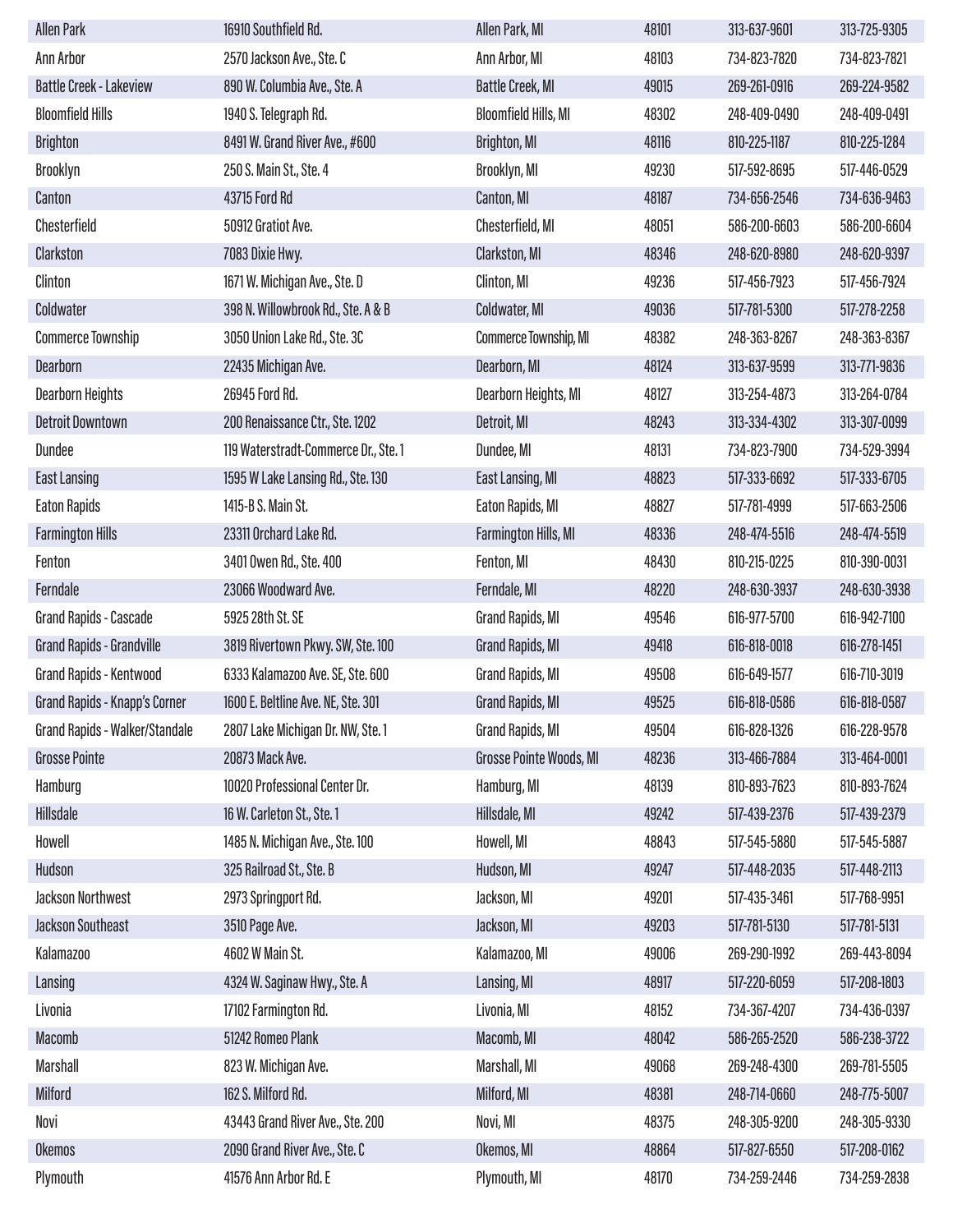| | | | | | |
|---|---|---|---|---|---|
| Allen Park | 16910 Southfield Rd. | Allen Park, MI | 48101 | 313-637-9601 | 313-725-9305 |
| Ann Arbor | 2570 Jackson Ave., Ste. C | Ann Arbor, MI | 48103 | 734-823-7820 | 734-823-7821 |
| Battle Creek - Lakeview | 890 W. Columbia Ave., Ste. A | Battle Creek, MI | 49015 | 269-261-0916 | 269-224-9582 |
| Bloomfield Hills | 1940 S. Telegraph Rd. | Bloomfield Hills, MI | 48302 | 248-409-0490 | 248-409-0491 |
| Brighton | 8491 W. Grand River Ave., #600 | Brighton, MI | 48116 | 810-225-1187 | 810-225-1284 |
| Brooklyn | 250 S. Main St., Ste. 4 | Brooklyn, MI | 49230 | 517-592-8695 | 517-446-0529 |
| Canton | 43715 Ford Rd | Canton, MI | 48187 | 734-656-2546 | 734-636-9463 |
| Chesterfield | 50912 Gratiot Ave. | Chesterfield, MI | 48051 | 586-200-6603 | 586-200-6604 |
| Clarkston | 7083 Dixie Hwy. | Clarkston, MI | 48346 | 248-620-8980 | 248-620-9397 |
| Clinton | 1671 W. Michigan Ave., Ste. D | Clinton, MI | 49236 | 517-456-7923 | 517-456-7924 |
| Coldwater | 398 N. Willowbrook Rd., Ste. A & B | Coldwater, MI | 49036 | 517-781-5300 | 517-278-2258 |
| Commerce Township | 3050 Union Lake Rd., Ste. 3C | Commerce Township, MI | 48382 | 248-363-8267 | 248-363-8367 |
| Dearborn | 22435 Michigan Ave. | Dearborn, MI | 48124 | 313-637-9599 | 313-771-9836 |
| Dearborn Heights | 26945 Ford Rd. | Dearborn Heights, MI | 48127 | 313-254-4873 | 313-264-0784 |
| Detroit Downtown | 200 Renaissance Ctr., Ste. 1202 | Detroit, MI | 48243 | 313-334-4302 | 313-307-0099 |
| Dundee | 119 Waterstradt-Commerce Dr., Ste. 1 | Dundee, MI | 48131 | 734-823-7900 | 734-529-3994 |
| East Lansing | 1595 W Lake Lansing Rd., Ste. 130 | East Lansing, MI | 48823 | 517-333-6692 | 517-333-6705 |
| Eaton Rapids | 1415-B S. Main St. | Eaton Rapids, MI | 48827 | 517-781-4999 | 517-663-2506 |
| Farmington Hills | 23311 Orchard Lake Rd. | Farmington Hills, MI | 48336 | 248-474-5516 | 248-474-5519 |
| Fenton | 3401 Owen Rd., Ste. 400 | Fenton, MI | 48430 | 810-215-0225 | 810-390-0031 |
| Ferndale | 23066 Woodward Ave. | Ferndale, MI | 48220 | 248-630-3937 | 248-630-3938 |
| Grand Rapids - Cascade | 5925 28th St. SE | Grand Rapids, MI | 49546 | 616-977-5700 | 616-942-7100 |
| Grand Rapids - Grandville | 3819 Rivertown Pkwy. SW, Ste. 100 | Grand Rapids, MI | 49418 | 616-818-0018 | 616-278-1451 |
| Grand Rapids - Kentwood | 6333 Kalamazoo Ave. SE, Ste. 600 | Grand Rapids, MI | 49508 | 616-649-1577 | 616-710-3019 |
| Grand Rapids - Knapp's Corner | 1600 E. Beltline Ave. NE, Ste. 301 | Grand Rapids, MI | 49525 | 616-818-0586 | 616-818-0587 |
| Grand Rapids - Walker/Standale | 2807 Lake Michigan Dr. NW, Ste. 1 | Grand Rapids, MI | 49504 | 616-828-1326 | 616-228-9578 |
| Grosse Pointe | 20873 Mack Ave. | Grosse Pointe Woods, MI | 48236 | 313-466-7884 | 313-464-0001 |
| Hamburg | 10020 Professional Center Dr. | Hamburg, MI | 48139 | 810-893-7623 | 810-893-7624 |
| Hillsdale | 16 W. Carleton St., Ste. 1 | Hillsdale, MI | 49242 | 517-439-2376 | 517-439-2379 |
| Howell | 1485 N. Michigan Ave., Ste. 100 | Howell, MI | 48843 | 517-545-5880 | 517-545-5887 |
| Hudson | 325 Railroad St., Ste. B | Hudson, MI | 49247 | 517-448-2035 | 517-448-2113 |
| Jackson Northwest | 2973 Springport Rd. | Jackson, MI | 49201 | 517-435-3461 | 517-768-9951 |
| Jackson Southeast | 3510 Page Ave. | Jackson, MI | 49203 | 517-781-5130 | 517-781-5131 |
| Kalamazoo | 4602 W Main St. | Kalamazoo, MI | 49006 | 269-290-1992 | 269-443-8094 |
| Lansing | 4324 W. Saginaw Hwy., Ste. A | Lansing, MI | 48917 | 517-220-6059 | 517-208-1803 |
| Livonia | 17102 Farmington Rd. | Livonia, MI | 48152 | 734-367-4207 | 734-436-0397 |
| Macomb | 51242 Romeo Plank | Macomb, MI | 48042 | 586-265-2520 | 586-238-3722 |
| Marshall | 823 W. Michigan Ave. | Marshall, MI | 49068 | 269-248-4300 | 269-781-5505 |
| Milford | 162 S. Milford Rd. | Milford, MI | 48381 | 248-714-0660 | 248-775-5007 |
| Novi | 43443 Grand River Ave., Ste. 200 | Novi, MI | 48375 | 248-305-9200 | 248-305-9330 |
| Okemos | 2090 Grand River Ave., Ste. C | Okemos, MI | 48864 | 517-827-6550 | 517-208-0162 |
| Plymouth | 41576 Ann Arbor Rd. E | Plymouth, MI | 48170 | 734-259-2446 | 734-259-2838 |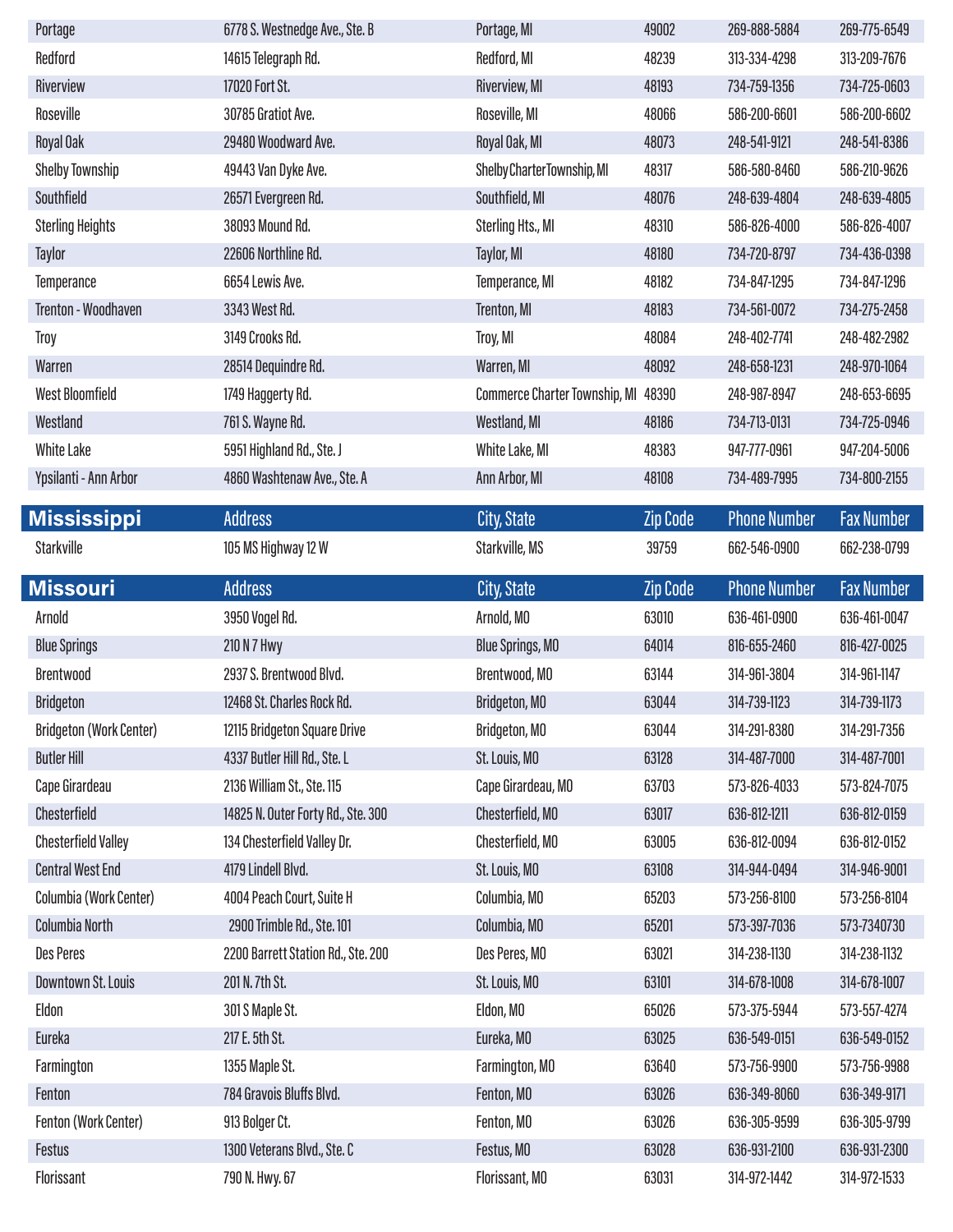| | Address | City, State | Zip Code | Phone Number | Fax Number |
|---|---|---|---|---|---|
| Portage | 6778 S. Westnedge Ave., Ste. B | Portage, MI | 49002 | 269-888-5884 | 269-775-6549 |
| Redford | 14615 Telegraph Rd. | Redford, MI | 48239 | 313-334-4298 | 313-209-7676 |
| Riverview | 17020 Fort St. | Riverview, MI | 48193 | 734-759-1356 | 734-725-0603 |
| Roseville | 30785 Gratiot Ave. | Roseville, MI | 48066 | 586-200-6601 | 586-200-6602 |
| Royal Oak | 29480 Woodward Ave. | Royal Oak, MI | 48073 | 248-541-9121 | 248-541-8386 |
| Shelby Township | 49443 Van Dyke Ave. | ShelbyCharterTownship, MI | 48317 | 586-580-8460 | 586-210-9626 |
| Southfield | 26571 Evergreen Rd. | Southfield, MI | 48076 | 248-639-4804 | 248-639-4805 |
| Sterling Heights | 38093 Mound Rd. | Sterling Hts., MI | 48310 | 586-826-4000 | 586-826-4007 |
| Taylor | 22606 Northline Rd. | Taylor, MI | 48180 | 734-720-8797 | 734-436-0398 |
| Temperance | 6654 Lewis Ave. | Temperance, MI | 48182 | 734-847-1295 | 734-847-1296 |
| Trenton - Woodhaven | 3343 West Rd. | Trenton, MI | 48183 | 734-561-0072 | 734-275-2458 |
| Troy | 3149 Crooks Rd. | Troy, MI | 48084 | 248-402-7741 | 248-482-2982 |
| Warren | 28514 Dequindre Rd. | Warren, MI | 48092 | 248-658-1231 | 248-970-1064 |
| West Bloomfield | 1749 Haggerty Rd. | Commerce Charter Township, MI | 48390 | 248-987-8947 | 248-653-6695 |
| Westland | 761 S. Wayne Rd. | Westland, MI | 48186 | 734-713-0131 | 734-725-0946 |
| White Lake | 5951 Highland Rd., Ste. J | White Lake, MI | 48383 | 947-777-0961 | 947-204-5006 |
| Ypsilanti - Ann Arbor | 4860 Washtenaw Ave., Ste. A | Ann Arbor, MI | 48108 | 734-489-7995 | 734-800-2155 |

| Mississippi | Address | City, State | Zip Code | Phone Number | Fax Number |
|---|---|---|---|---|---|
| Starkville | 105 MS Highway 12 W | Starkville, MS | 39759 | 662-546-0900 | 662-238-0799 |

| Missouri | Address | City, State | Zip Code | Phone Number | Fax Number |
|---|---|---|---|---|---|
| Arnold | 3950 Vogel Rd. | Arnold, MO | 63010 | 636-461-0900 | 636-461-0047 |
| Blue Springs | 210 N 7 Hwy | Blue Springs, MO | 64014 | 816-655-2460 | 816-427-0025 |
| Brentwood | 2937 S. Brentwood Blvd. | Brentwood, MO | 63144 | 314-961-3804 | 314-961-1147 |
| Bridgeton | 12468 St. Charles Rock Rd. | Bridgeton, MO | 63044 | 314-739-1123 | 314-739-1173 |
| Bridgeton (Work Center) | 12115 Bridgeton Square Drive | Bridgeton, MO | 63044 | 314-291-8380 | 314-291-7356 |
| Butler Hill | 4337 Butler Hill Rd., Ste. L | St. Louis, MO | 63128 | 314-487-7000 | 314-487-7001 |
| Cape Girardeau | 2136 William St., Ste. 115 | Cape Girardeau, MO | 63703 | 573-826-4033 | 573-824-7075 |
| Chesterfield | 14825 N. Outer Forty Rd., Ste. 300 | Chesterfield, MO | 63017 | 636-812-1211 | 636-812-0159 |
| Chesterfield Valley | 134 Chesterfield Valley Dr. | Chesterfield, MO | 63005 | 636-812-0094 | 636-812-0152 |
| Central West End | 4179 Lindell Blvd. | St. Louis, MO | 63108 | 314-944-0494 | 314-946-9001 |
| Columbia (Work Center) | 4004 Peach Court, Suite H | Columbia, MO | 65203 | 573-256-8100 | 573-256-8104 |
| Columbia North | 2900 Trimble Rd., Ste. 101 | Columbia, MO | 65201 | 573-397-7036 | 573-7340730 |
| Des Peres | 2200 Barrett Station Rd., Ste. 200 | Des Peres, MO | 63021 | 314-238-1130 | 314-238-1132 |
| Downtown St. Louis | 201 N. 7th St. | St. Louis, MO | 63101 | 314-678-1008 | 314-678-1007 |
| Eldon | 301 S Maple St. | Eldon, MO | 65026 | 573-375-5944 | 573-557-4274 |
| Eureka | 217 E. 5th St. | Eureka, MO | 63025 | 636-549-0151 | 636-549-0152 |
| Farmington | 1355 Maple St. | Farmington, MO | 63640 | 573-756-9900 | 573-756-9988 |
| Fenton | 784 Gravois Bluffs Blvd. | Fenton, MO | 63026 | 636-349-8060 | 636-349-9171 |
| Fenton (Work Center) | 913 Bolger Ct. | Fenton, MO | 63026 | 636-305-9599 | 636-305-9799 |
| Festus | 1300 Veterans Blvd., Ste. C | Festus, MO | 63028 | 636-931-2100 | 636-931-2300 |
| Florissant | 790 N. Hwy. 67 | Florissant, MO | 63031 | 314-972-1442 | 314-972-1533 |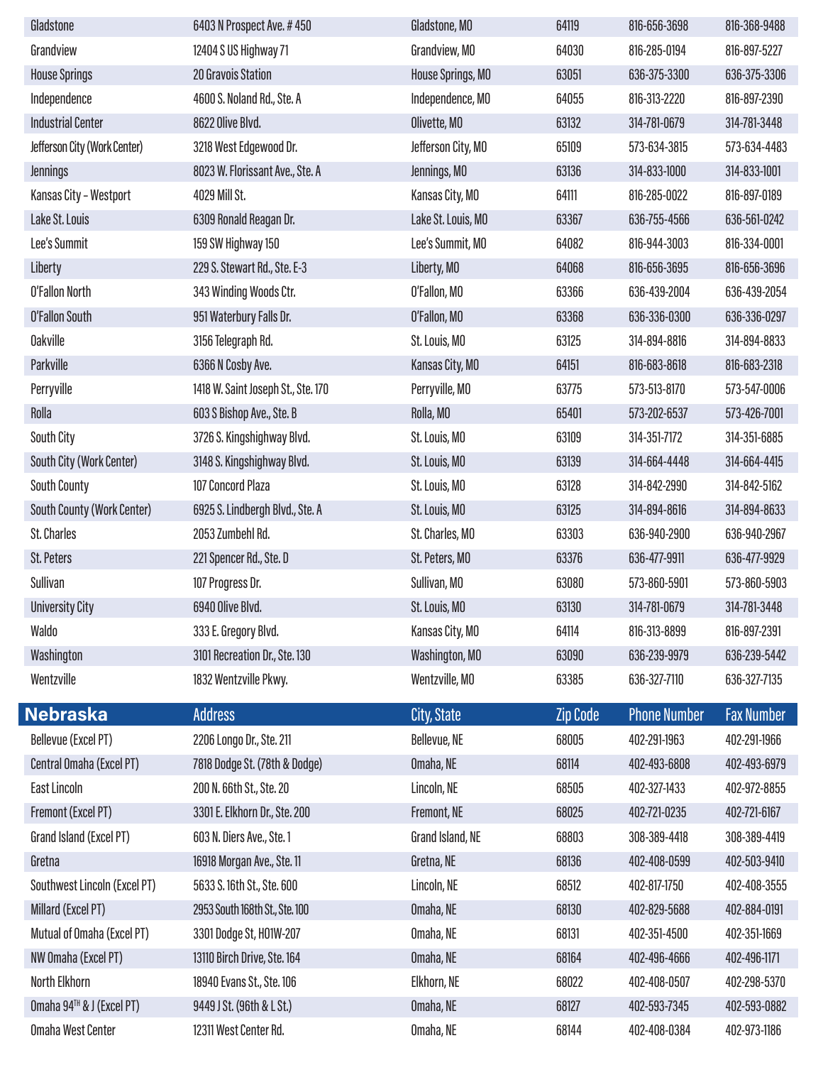| | | | | | |
|---|---|---|---|---|---|
| Gladstone | 6403 N Prospect Ave. # 450 | Gladstone, MO | 64119 | 816-656-3698 | 816-368-9488 |
| Grandview | 12404 S US Highway 71 | Grandview, MO | 64030 | 816-285-0194 | 816-897-5227 |
| House Springs | 20 Gravois Station | House Springs, MO | 63051 | 636-375-3300 | 636-375-3306 |
| Independence | 4600 S. Noland Rd., Ste. A | Independence, MO | 64055 | 816-313-2220 | 816-897-2390 |
| Industrial Center | 8622 Olive Blvd. | Olivette, MO | 63132 | 314-781-0679 | 314-781-3448 |
| Jefferson City (Work Center) | 3218 West Edgewood Dr. | Jefferson City, MO | 65109 | 573-634-3815 | 573-634-4483 |
| Jennings | 8023 W. Florissant Ave., Ste. A | Jennings, MO | 63136 | 314-833-1000 | 314-833-1001 |
| Kansas City – Westport | 4029 Mill St. | Kansas City, MO | 64111 | 816-285-0022 | 816-897-0189 |
| Lake St. Louis | 6309 Ronald Reagan Dr. | Lake St. Louis, MO | 63367 | 636-755-4566 | 636-561-0242 |
| Lee's Summit | 159 SW Highway 150 | Lee's Summit, MO | 64082 | 816-944-3003 | 816-334-0001 |
| Liberty | 229 S. Stewart Rd., Ste. E-3 | Liberty, MO | 64068 | 816-656-3695 | 816-656-3696 |
| O'Fallon North | 343 Winding Woods Ctr. | O'Fallon, MO | 63366 | 636-439-2004 | 636-439-2054 |
| O'Fallon South | 951 Waterbury Falls Dr. | O'Fallon, MO | 63368 | 636-336-0300 | 636-336-0297 |
| Oakville | 3156 Telegraph Rd. | St. Louis, MO | 63125 | 314-894-8816 | 314-894-8833 |
| Parkville | 6366 N Cosby Ave. | Kansas City, MO | 64151 | 816-683-8618 | 816-683-2318 |
| Perryville | 1418 W. Saint Joseph St., Ste. 170 | Perryville, MO | 63775 | 573-513-8170 | 573-547-0006 |
| Rolla | 603 S Bishop Ave., Ste. B | Rolla, MO | 65401 | 573-202-6537 | 573-426-7001 |
| South City | 3726 S. Kingshighway Blvd. | St. Louis, MO | 63109 | 314-351-7172 | 314-351-6885 |
| South City (Work Center) | 3148 S. Kingshighway Blvd. | St. Louis, MO | 63139 | 314-664-4448 | 314-664-4415 |
| South County | 107 Concord Plaza | St. Louis, MO | 63128 | 314-842-2990 | 314-842-5162 |
| South County (Work Center) | 6925 S. Lindbergh Blvd., Ste. A | St. Louis, MO | 63125 | 314-894-8616 | 314-894-8633 |
| St. Charles | 2053 Zumbehl Rd. | St. Charles, MO | 63303 | 636-940-2900 | 636-940-2967 |
| St. Peters | 221 Spencer Rd., Ste. D | St. Peters, MO | 63376 | 636-477-9911 | 636-477-9929 |
| Sullivan | 107 Progress Dr. | Sullivan, MO | 63080 | 573-860-5901 | 573-860-5903 |
| University City | 6940 Olive Blvd. | St. Louis, MO | 63130 | 314-781-0679 | 314-781-3448 |
| Waldo | 333 E. Gregory Blvd. | Kansas City, MO | 64114 | 816-313-8899 | 816-897-2391 |
| Washington | 3101 Recreation Dr., Ste. 130 | Washington, MO | 63090 | 636-239-9979 | 636-239-5442 |
| Wentzville | 1832 Wentzville Pkwy. | Wentzville, MO | 63385 | 636-327-7110 | 636-327-7135 |

| **Nebraska** | Address | City, State | Zip Code | Phone Number | Fax Number |
|---|---|---|---|---|---|
| Bellevue (Excel PT) | 2206 Longo Dr., Ste. 211 | Bellevue, NE | 68005 | 402-291-1963 | 402-291-1966 |
| Central Omaha (Excel PT) | 7818 Dodge St. (78th & Dodge) | Omaha, NE | 68114 | 402-493-6808 | 402-493-6979 |
| East Lincoln | 200 N. 66th St., Ste. 20 | Lincoln, NE | 68505 | 402-327-1433 | 402-972-8855 |
| Fremont (Excel PT) | 3301 E. Elkhorn Dr., Ste. 200 | Fremont, NE | 68025 | 402-721-0235 | 402-721-6167 |
| Grand Island (Excel PT) | 603 N. Diers Ave., Ste. 1 | Grand Island, NE | 68803 | 308-389-4418 | 308-389-4419 |
| Gretna | 16918 Morgan Ave., Ste. 11 | Gretna, NE | 68136 | 402-408-0599 | 402-503-9410 |
| Southwest Lincoln (Excel PT) | 5633 S. 16th St., Ste. 600 | Lincoln, NE | 68512 | 402-817-1750 | 402-408-3555 |
| Millard (Excel PT) | 2953 South 168th St., Ste. 100 | Omaha, NE | 68130 | 402-829-5688 | 402-884-0191 |
| Mutual of Omaha (Excel PT) | 3301 Dodge St, H01W-207 | Omaha, NE | 68131 | 402-351-4500 | 402-351-1669 |
| NW Omaha (Excel PT) | 13110 Birch Drive, Ste. 164 | Omaha, NE | 68164 | 402-496-4666 | 402-496-1171 |
| North Elkhorn | 18940 Evans St., Ste. 106 | Elkhorn, NE | 68022 | 402-408-0507 | 402-298-5370 |
| Omaha 94TH & J (Excel PT) | 9449 J St. (96th & L St.) | Omaha, NE | 68127 | 402-593-7345 | 402-593-0882 |
| Omaha West Center | 12311 West Center Rd. | Omaha, NE | 68144 | 402-408-0384 | 402-973-1186 |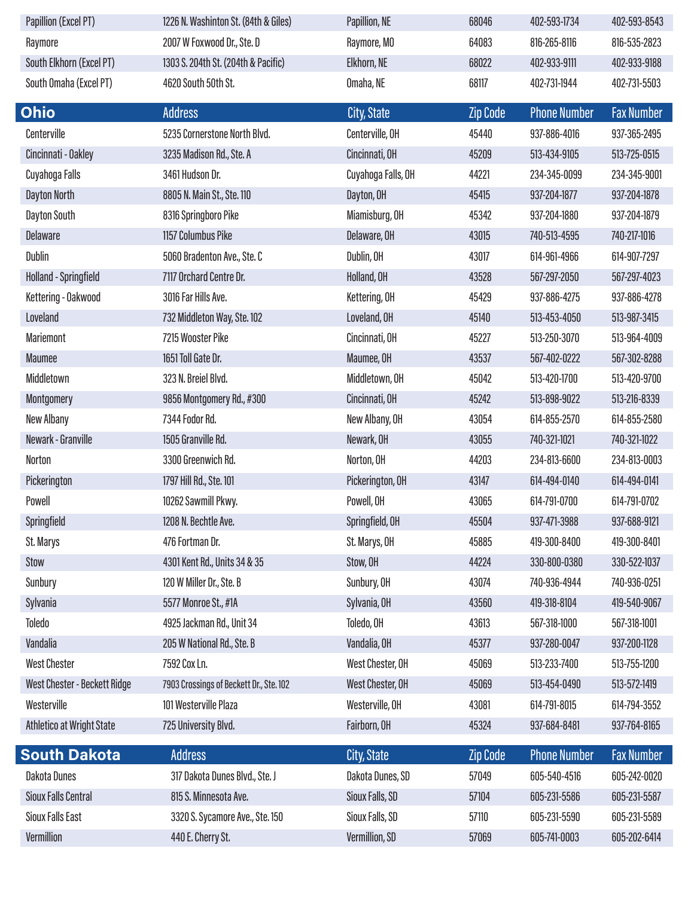| Papillion (Excel PT) | 1226 N. Washinton St. (84th & Giles) | Papillion, NE | 68046 | 402-593-1734 | 402-593-8543 |
|---|---|---|---|---|---|
| Raymore | 2007 W Foxwood Dr., Ste. D | Raymore, MO | 64083 | 816-265-8116 | 816-535-2823 |
| South Elkhorn (Excel PT) | 1303 S. 204th St. (204th & Pacific) | Elkhorn, NE | 68022 | 402-933-9111 | 402-933-9188 |
| South Omaha (Excel PT) | 4620 South 50th St. | Omaha, NE | 68117 | 402-731-1944 | 402-731-5503 |

| Ohio | Address | City, State | Zip Code | Phone Number | Fax Number |
|---|---|---|---|---|---|
| Centerville | 5235 Cornerstone North Blvd. | Centerville, OH | 45440 | 937-886-4016 | 937-365-2495 |
| Cincinnati - Oakley | 3235 Madison Rd., Ste. A | Cincinnati, OH | 45209 | 513-434-9105 | 513-725-0515 |
| Cuyahoga Falls | 3461 Hudson Dr. | Cuyahoga Falls, OH | 44221 | 234-345-0099 | 234-345-9001 |
| Dayton North | 8805 N. Main St., Ste. 110 | Dayton, OH | 45415 | 937-204-1877 | 937-204-1878 |
| Dayton South | 8316 Springboro Pike | Miamisburg, OH | 45342 | 937-204-1880 | 937-204-1879 |
| Delaware | 1157 Columbus Pike | Delaware, OH | 43015 | 740-513-4595 | 740-217-1016 |
| Dublin | 5060 Bradenton Ave., Ste. C | Dublin, OH | 43017 | 614-961-4966 | 614-907-7297 |
| Holland - Springfield | 7117 Orchard Centre Dr. | Holland, OH | 43528 | 567-297-2050 | 567-297-4023 |
| Kettering - Oakwood | 3016 Far Hills Ave. | Kettering, OH | 45429 | 937-886-4275 | 937-886-4278 |
| Loveland | 732 Middleton Way, Ste. 102 | Loveland, OH | 45140 | 513-453-4050 | 513-987-3415 |
| Mariemont | 7215 Wooster Pike | Cincinnati, OH | 45227 | 513-250-3070 | 513-964-4009 |
| Maumee | 1651 Toll Gate Dr. | Maumee, OH | 43537 | 567-402-0222 | 567-302-8288 |
| Middletown | 323 N. Breiel Blvd. | Middletown, OH | 45042 | 513-420-1700 | 513-420-9700 |
| Montgomery | 9856 Montgomery Rd., #300 | Cincinnati, OH | 45242 | 513-898-9022 | 513-216-8339 |
| New Albany | 7344 Fodor Rd. | New Albany, OH | 43054 | 614-855-2570 | 614-855-2580 |
| Newark - Granville | 1505 Granville Rd. | Newark, OH | 43055 | 740-321-1021 | 740-321-1022 |
| Norton | 3300 Greenwich Rd. | Norton, OH | 44203 | 234-813-6600 | 234-813-0003 |
| Pickerington | 1797 Hill Rd., Ste. 101 | Pickerington, OH | 43147 | 614-494-0140 | 614-494-0141 |
| Powell | 10262 Sawmill Pkwy. | Powell, OH | 43065 | 614-791-0700 | 614-791-0702 |
| Springfield | 1208 N. Bechtle Ave. | Springfield, OH | 45504 | 937-471-3988 | 937-688-9121 |
| St. Marys | 476 Fortman Dr. | St. Marys, OH | 45885 | 419-300-8400 | 419-300-8401 |
| Stow | 4301 Kent Rd., Units 34 & 35 | Stow, OH | 44224 | 330-800-0380 | 330-522-1037 |
| Sunbury | 120 W Miller Dr., Ste. B | Sunbury, OH | 43074 | 740-936-4944 | 740-936-0251 |
| Sylvania | 5577 Monroe St., #1A | Sylvania, OH | 43560 | 419-318-8104 | 419-540-9067 |
| Toledo | 4925 Jackman Rd., Unit 34 | Toledo, OH | 43613 | 567-318-1000 | 567-318-1001 |
| Vandalia | 205 W National Rd., Ste. B | Vandalia, OH | 45377 | 937-280-0047 | 937-200-1128 |
| West Chester | 7592 Cox Ln. | West Chester, OH | 45069 | 513-233-7400 | 513-755-1200 |
| West Chester - Beckett Ridge | 7903 Crossings of Beckett Dr., Ste. 102 | West Chester, OH | 45069 | 513-454-0490 | 513-572-1419 |
| Westerville | 101 Westerville Plaza | Westerville, OH | 43081 | 614-791-8015 | 614-794-3552 |
| Athletico at Wright State | 725 University Blvd. | Fairborn, OH | 45324 | 937-684-8481 | 937-764-8165 |

| South Dakota | Address | City, State | Zip Code | Phone Number | Fax Number |
|---|---|---|---|---|---|
| Dakota Dunes | 317 Dakota Dunes Blvd., Ste. J | Dakota Dunes, SD | 57049 | 605-540-4516 | 605-242-0020 |
| Sioux Falls Central | 815 S. Minnesota Ave. | Sioux Falls, SD | 57104 | 605-231-5586 | 605-231-5587 |
| Sioux Falls East | 3320 S. Sycamore Ave., Ste. 150 | Sioux Falls, SD | 57110 | 605-231-5590 | 605-231-5589 |
| Vermillion | 440 E. Cherry St. | Vermillion, SD | 57069 | 605-741-0003 | 605-202-6414 |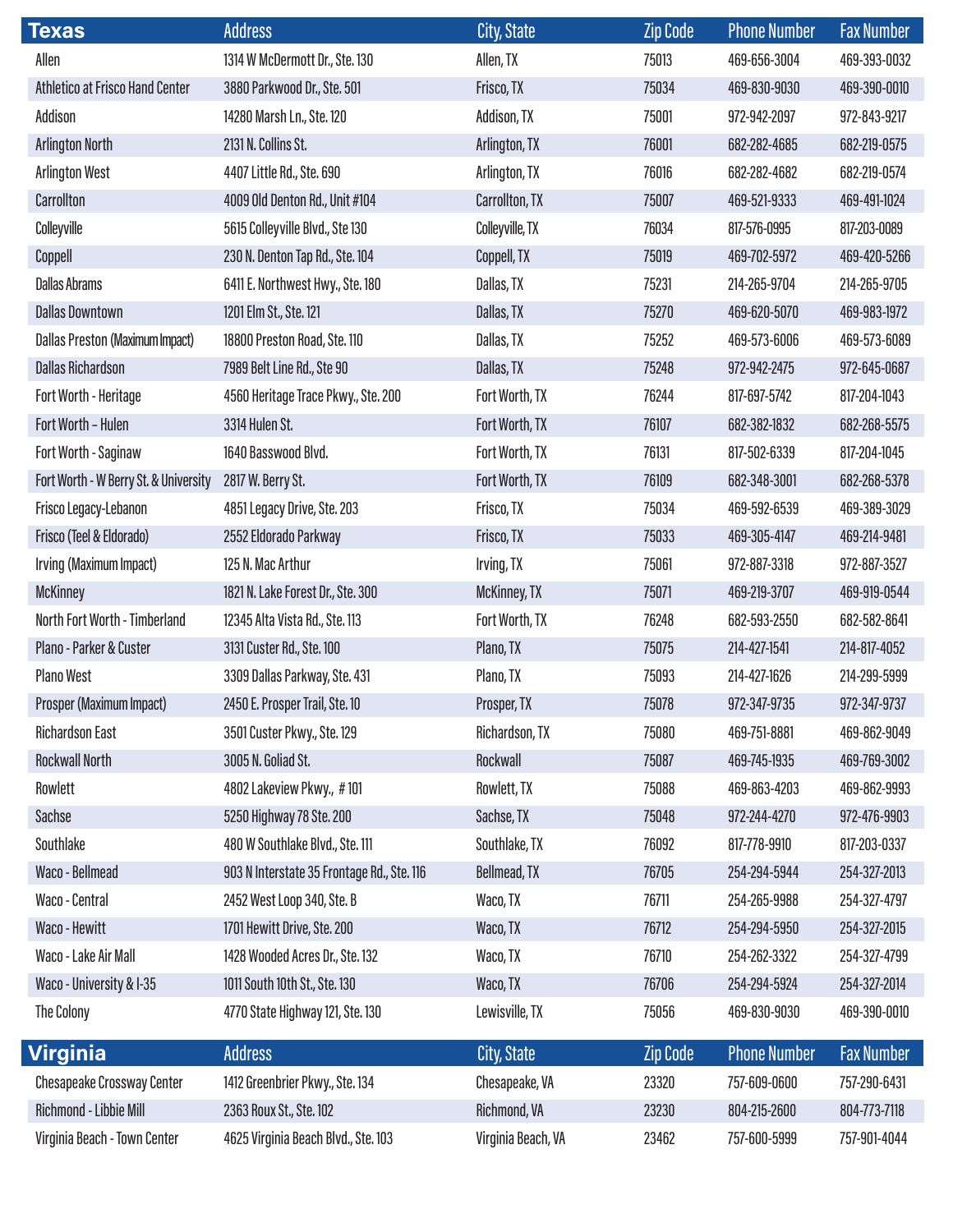| Texas | Address | City, State | Zip Code | Phone Number | Fax Number |
|---|---|---|---|---|---|
| Allen | 1314 W McDermott Dr., Ste. 130 | Allen, TX | 75013 | 469-656-3004 | 469-393-0032 |
| Athletico at Frisco Hand Center | 3880 Parkwood Dr., Ste. 501 | Frisco, TX | 75034 | 469-830-9030 | 469-390-0010 |
| Addison | 14280 Marsh Ln., Ste. 120 | Addison, TX | 75001 | 972-942-2097 | 972-843-9217 |
| Arlington North | 2131 N. Collins St. | Arlington, TX | 76001 | 682-282-4685 | 682-219-0575 |
| Arlington West | 4407 Little Rd., Ste. 690 | Arlington, TX | 76016 | 682-282-4682 | 682-219-0574 |
| Carrollton | 4009 Old Denton Rd., Unit #104 | Carrollton, TX | 75007 | 469-521-9333 | 469-491-1024 |
| Colleyville | 5615 Colleyville Blvd., Ste 130 | Colleyville, TX | 76034 | 817-576-0995 | 817-203-0089 |
| Coppell | 230 N. Denton Tap Rd., Ste. 104 | Coppell, TX | 75019 | 469-702-5972 | 469-420-5266 |
| Dallas Abrams | 6411 E. Northwest Hwy., Ste. 180 | Dallas, TX | 75231 | 214-265-9704 | 214-265-9705 |
| Dallas Downtown | 1201 Elm St., Ste. 121 | Dallas, TX | 75270 | 469-620-5070 | 469-983-1972 |
| Dallas Preston (Maximum Impact) | 18800 Preston Road, Ste. 110 | Dallas, TX | 75252 | 469-573-6006 | 469-573-6089 |
| Dallas Richardson | 7989 Belt Line Rd., Ste 90 | Dallas, TX | 75248 | 972-942-2475 | 972-645-0687 |
| Fort Worth - Heritage | 4560 Heritage Trace Pkwy., Ste. 200 | Fort Worth, TX | 76244 | 817-697-5742 | 817-204-1043 |
| Fort Worth – Hulen | 3314 Hulen St. | Fort Worth, TX | 76107 | 682-382-1832 | 682-268-5575 |
| Fort Worth - Saginaw | 1640 Basswood Blvd. | Fort Worth, TX | 76131 | 817-502-6339 | 817-204-1045 |
| Fort Worth - W Berry St. & University | 2817 W. Berry St. | Fort Worth, TX | 76109 | 682-348-3001 | 682-268-5378 |
| Frisco Legacy-Lebanon | 4851 Legacy Drive, Ste. 203 | Frisco, TX | 75034 | 469-592-6539 | 469-389-3029 |
| Frisco (Teel & Eldorado) | 2552 Eldorado Parkway | Frisco, TX | 75033 | 469-305-4147 | 469-214-9481 |
| Irving (Maximum Impact) | 125 N. Mac Arthur | Irving, TX | 75061 | 972-887-3318 | 972-887-3527 |
| McKinney | 1821 N. Lake Forest Dr., Ste. 300 | McKinney, TX | 75071 | 469-219-3707 | 469-919-0544 |
| North Fort Worth - Timberland | 12345 Alta Vista Rd., Ste. 113 | Fort Worth, TX | 76248 | 682-593-2550 | 682-582-8641 |
| Plano - Parker & Custer | 3131 Custer Rd., Ste. 100 | Plano, TX | 75075 | 214-427-1541 | 214-817-4052 |
| Plano West | 3309 Dallas Parkway, Ste. 431 | Plano, TX | 75093 | 214-427-1626 | 214-299-5999 |
| Prosper (Maximum Impact) | 2450 E. Prosper Trail, Ste. 10 | Prosper, TX | 75078 | 972-347-9735 | 972-347-9737 |
| Richardson East | 3501 Custer Pkwy., Ste. 129 | Richardson, TX | 75080 | 469-751-8881 | 469-862-9049 |
| Rockwall North | 3005 N. Goliad St. | Rockwall | 75087 | 469-745-1935 | 469-769-3002 |
| Rowlett | 4802 Lakeview Pkwy., # 101 | Rowlett, TX | 75088 | 469-863-4203 | 469-862-9993 |
| Sachse | 5250 Highway 78 Ste. 200 | Sachse, TX | 75048 | 972-244-4270 | 972-476-9903 |
| Southlake | 480 W Southlake Blvd., Ste. 111 | Southlake, TX | 76092 | 817-778-9910 | 817-203-0337 |
| Waco - Bellmead | 903 N Interstate 35 Frontage Rd., Ste. 116 | Bellmead, TX | 76705 | 254-294-5944 | 254-327-2013 |
| Waco - Central | 2452 West Loop 340, Ste. B | Waco, TX | 76711 | 254-265-9988 | 254-327-4797 |
| Waco - Hewitt | 1701 Hewitt Drive, Ste. 200 | Waco, TX | 76712 | 254-294-5950 | 254-327-2015 |
| Waco - Lake Air Mall | 1428 Wooded Acres Dr., Ste. 132 | Waco, TX | 76710 | 254-262-3322 | 254-327-4799 |
| Waco - University & I-35 | 1011 South 10th St., Ste. 130 | Waco, TX | 76706 | 254-294-5924 | 254-327-2014 |
| The Colony | 4770 State Highway 121, Ste. 130 | Lewisville, TX | 75056 | 469-830-9030 | 469-390-0010 |

| Virginia | Address | City, State | Zip Code | Phone Number | Fax Number |
|---|---|---|---|---|---|
| Chesapeake Crossway Center | 1412 Greenbrier Pkwy., Ste. 134 | Chesapeake, VA | 23320 | 757-609-0600 | 757-290-6431 |
| Richmond - Libbie Mill | 2363 Roux St., Ste. 102 | Richmond, VA | 23230 | 804-215-2600 | 804-773-7118 |
| Virginia Beach - Town Center | 4625 Virginia Beach Blvd., Ste. 103 | Virginia Beach, VA | 23462 | 757-600-5999 | 757-901-4044 |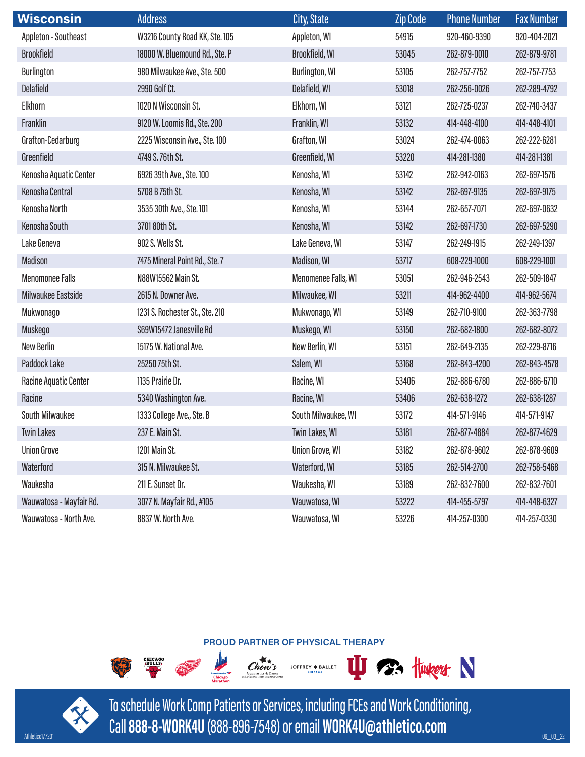| Wisconsin | Address | City, State | Zip Code | Phone Number | Fax Number |
|---|---|---|---|---|---|
| Appleton - Southeast | W3216 County Road KK, Ste. 105 | Appleton, WI | 54915 | 920-460-9390 | 920-404-2021 |
| Brookfield | 18000 W. Bluemound Rd., Ste. P | Brookfield, WI | 53045 | 262-879-0010 | 262-879-9781 |
| Burlington | 980 Milwaukee Ave., Ste. 500 | Burlington, WI | 53105 | 262-757-7752 | 262-757-7753 |
| Delafield | 2990 Golf Ct. | Delafield, WI | 53018 | 262-256-0026 | 262-289-4792 |
| Elkhorn | 1020 N Wisconsin St. | Elkhorn, WI | 53121 | 262-725-0237 | 262-740-3437 |
| Franklin | 9120 W. Loomis Rd., Ste. 200 | Franklin, WI | 53132 | 414-448-4100 | 414-448-4101 |
| Grafton-Cedarburg | 2225 Wisconsin Ave., Ste. 100 | Grafton, WI | 53024 | 262-474-0063 | 262-222-6281 |
| Greenfield | 4749 S. 76th St. | Greenfield, WI | 53220 | 414-281-1380 | 414-281-1381 |
| Kenosha Aquatic Center | 6926 39th Ave., Ste. 100 | Kenosha, WI | 53142 | 262-942-0163 | 262-697-1576 |
| Kenosha Central | 5708 B 75th St. | Kenosha, WI | 53142 | 262-697-9135 | 262-697-9175 |
| Kenosha North | 3535 30th Ave., Ste. 101 | Kenosha, WI | 53144 | 262-657-7071 | 262-697-0632 |
| Kenosha South | 3701 80th St. | Kenosha, WI | 53142 | 262-697-1730 | 262-697-5290 |
| Lake Geneva | 902 S. Wells St. | Lake Geneva, WI | 53147 | 262-249-1915 | 262-249-1397 |
| Madison | 7475 Mineral Point Rd., Ste. 7 | Madison, WI | 53717 | 608-229-1000 | 608-229-1001 |
| Menomonee Falls | N88W15562 Main St. | Menomenee Falls, WI | 53051 | 262-946-2543 | 262-509-1847 |
| Milwaukee Eastside | 2615 N. Downer Ave. | Milwaukee, WI | 53211 | 414-962-4400 | 414-962-5674 |
| Mukwonago | 1231 S. Rochester St., Ste. 210 | Mukwonago, WI | 53149 | 262-710-9100 | 262-363-7798 |
| Muskego | S69W15472 Janesville Rd | Muskego, WI | 53150 | 262-682-1800 | 262-682-8072 |
| New Berlin | 15175 W. National Ave. | New Berlin, WI | 53151 | 262-649-2135 | 262-229-8716 |
| Paddock Lake | 25250 75th St. | Salem, WI | 53168 | 262-843-4200 | 262-843-4578 |
| Racine Aquatic Center | 1135 Prairie Dr. | Racine, WI | 53406 | 262-886-6780 | 262-886-6710 |
| Racine | 5340 Washington Ave. | Racine, WI | 53406 | 262-638-1272 | 262-638-1287 |
| South Milwaukee | 1333 College Ave., Ste. B | South Milwaukee, WI | 53172 | 414-571-9146 | 414-571-9147 |
| Twin Lakes | 237 E. Main St. | Twin Lakes, WI | 53181 | 262-877-4884 | 262-877-4629 |
| Union Grove | 1201 Main St. | Union Grove, WI | 53182 | 262-878-9602 | 262-878-9609 |
| Waterford | 315 N. Milwaukee St. | Waterford, WI | 53185 | 262-514-2700 | 262-758-5468 |
| Waukesha | 211 E. Sunset Dr. | Waukesha, WI | 53189 | 262-832-7600 | 262-832-7601 |
| Wauwatosa - Mayfair Rd. | 3077 N. Mayfair Rd., #105 | Wauwatosa, WI | 53222 | 414-455-5797 | 414-448-6327 |
| Wauwatosa - North Ave. | 8837 W. North Ave. | Wauwatosa, WI | 53226 | 414-257-0300 | 414-257-0330 |

PROUD PARTNER OF PHYSICAL THERAPY

To schedule Work Comp Patients or Services, including FCEs and Work Conditioning, Call **888-8-WORK4U** (888-896-7548) or email **WORK4U@athletico.com**

Athletico177201

06_03_22